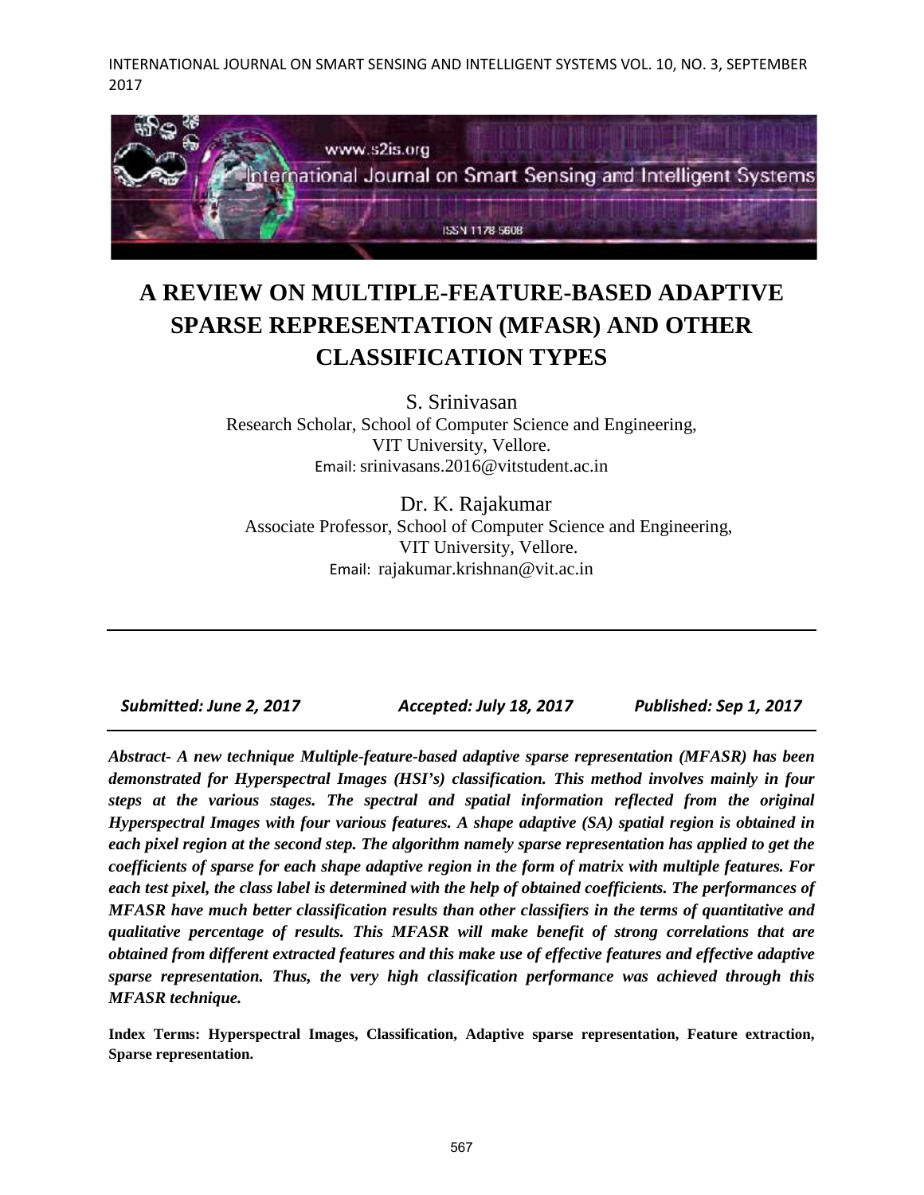# A REVIEW ON MULTIPLE-FEATURE-BASED ADAPTIVE SPARSE REPRESENTATION (MFASR) AND OTHER CLASSIFICATION TYPES

S. Srinivasan
Research Scholar, School of Computer Science and Engineering,
VIT University, Vellore.
Email: srinivasans.2016@vitstudent.ac.in

Dr. K. Rajakumar
Associate Professor, School of Computer Science and Engineering,
VIT University, Vellore.
Email: rajakumar.krishnan@vit.ac.in

---

*Submitted: June 2, 2017* *Accepted: July 18, 2017* *Published: Sep 1, 2017*

---

***Abstract- A new technique Multiple-feature-based adaptive sparse representation (MFASR) has been demonstrated for Hyperspectral Images (HSI's) classification. This method involves mainly in four steps at the various stages. The spectral and spatial information reflected from the original Hyperspectral Images with four various features. A shape adaptive (SA) spatial region is obtained in each pixel region at the second step. The algorithm namely sparse representation has applied to get the coefficients of sparse for each shape adaptive region in the form of matrix with multiple features. For each test pixel, the class label is determined with the help of obtained coefficients. The performances of MFASR have much better classification results than other classifiers in the terms of quantitative and qualitative percentage of results. This MFASR will make benefit of strong correlations that are obtained from different extracted features and this make use of effective features and effective adaptive sparse representation. Thus, the very high classification performance was achieved through this MFASR technique.***

**Index Terms: Hyperspectral Images, Classification, Adaptive sparse representation, Feature extraction, Sparse representation.**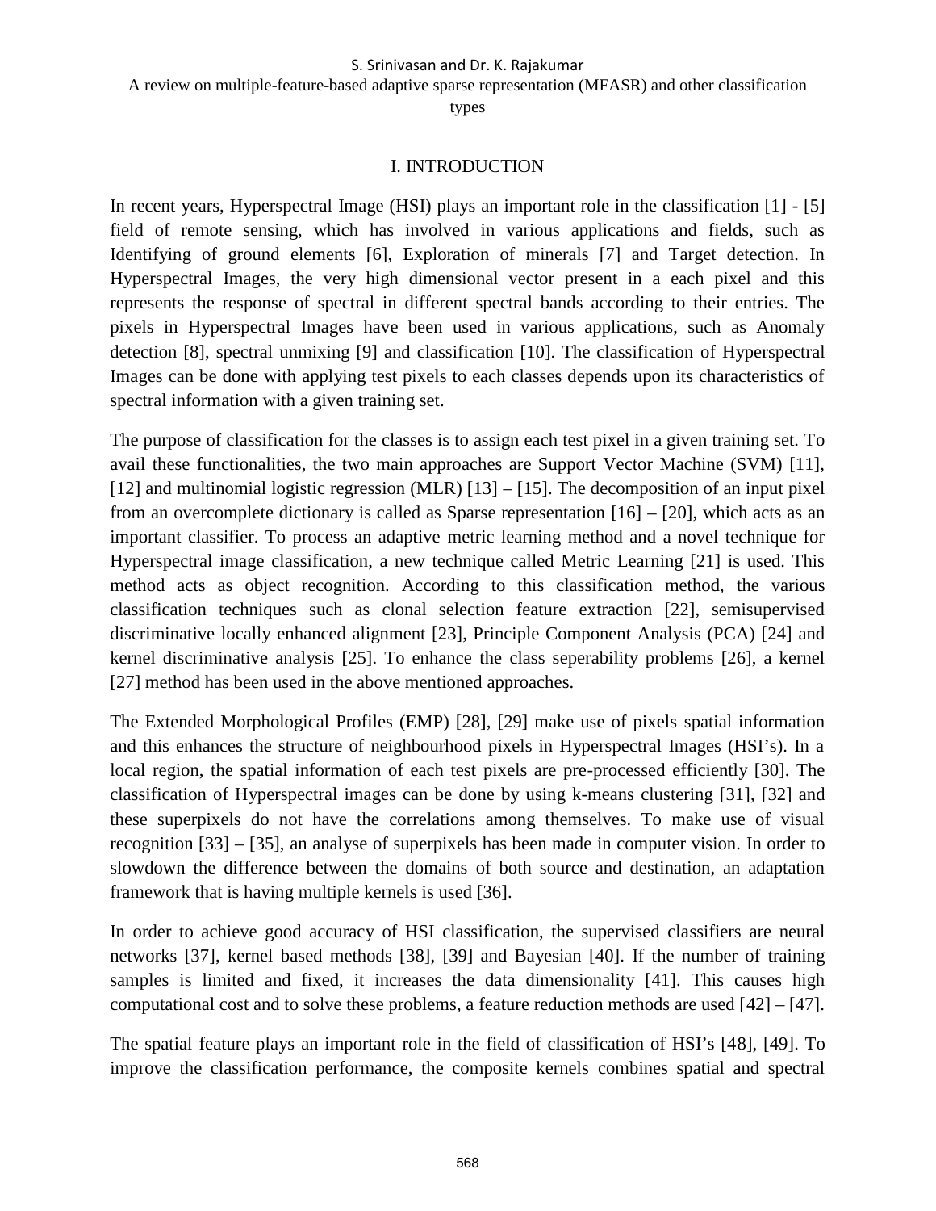# I. INTRODUCTION

In recent years, Hyperspectral Image (HSI) plays an important role in the classification [1] - [5] field of remote sensing, which has involved in various applications and fields, such as Identifying of ground elements [6], Exploration of minerals [7] and Target detection. In Hyperspectral Images, the very high dimensional vector present in a each pixel and this represents the response of spectral in different spectral bands according to their entries. The pixels in Hyperspectral Images have been used in various applications, such as Anomaly detection [8], spectral unmixing [9] and classification [10]. The classification of Hyperspectral Images can be done with applying test pixels to each classes depends upon its characteristics of spectral information with a given training set.

The purpose of classification for the classes is to assign each test pixel in a given training set. To avail these functionalities, the two main approaches are Support Vector Machine (SVM) [11], [12] and multinomial logistic regression (MLR) [13] – [15]. The decomposition of an input pixel from an overcomplete dictionary is called as Sparse representation [16] – [20], which acts as an important classifier. To process an adaptive metric learning method and a novel technique for Hyperspectral image classification, a new technique called Metric Learning [21] is used. This method acts as object recognition. According to this classification method, the various classification techniques such as clonal selection feature extraction [22], semisupervised discriminative locally enhanced alignment [23], Principle Component Analysis (PCA) [24] and kernel discriminative analysis [25]. To enhance the class seperability problems [26], a kernel [27] method has been used in the above mentioned approaches.

The Extended Morphological Profiles (EMP) [28], [29] make use of pixels spatial information and this enhances the structure of neighbourhood pixels in Hyperspectral Images (HSI's). In a local region, the spatial information of each test pixels are pre-processed efficiently [30]. The classification of Hyperspectral images can be done by using k-means clustering [31], [32] and these superpixels do not have the correlations among themselves. To make use of visual recognition [33] – [35], an analyse of superpixels has been made in computer vision. In order to slowdown the difference between the domains of both source and destination, an adaptation framework that is having multiple kernels is used [36].

In order to achieve good accuracy of HSI classification, the supervised classifiers are neural networks [37], kernel based methods [38], [39] and Bayesian [40]. If the number of training samples is limited and fixed, it increases the data dimensionality [41]. This causes high computational cost and to solve these problems, a feature reduction methods are used [42] – [47].

The spatial feature plays an important role in the field of classification of HSI's [48], [49]. To improve the classification performance, the composite kernels combines spatial and spectral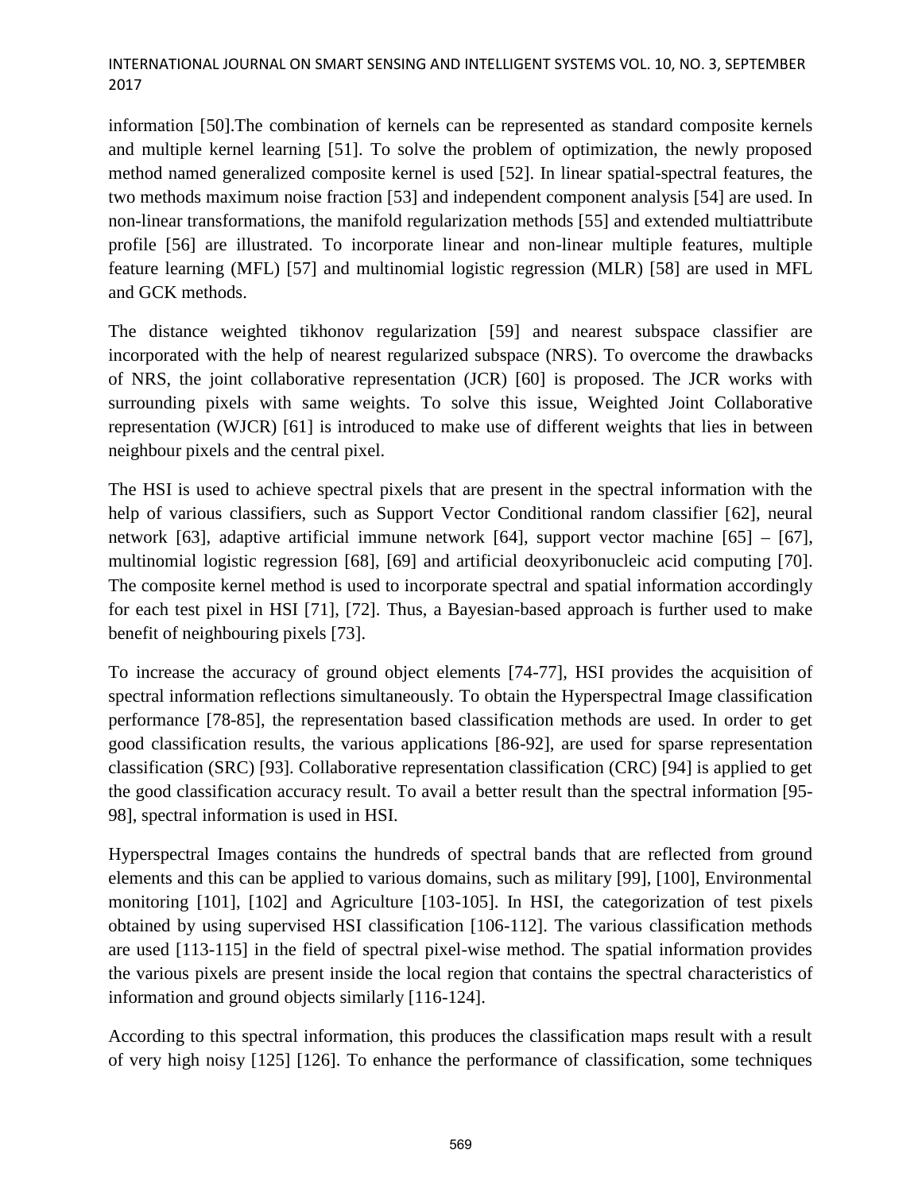information [50].The combination of kernels can be represented as standard composite kernels and multiple kernel learning [51]. To solve the problem of optimization, the newly proposed method named generalized composite kernel is used [52]. In linear spatial-spectral features, the two methods maximum noise fraction [53] and independent component analysis [54] are used. In non-linear transformations, the manifold regularization methods [55] and extended multiattribute profile [56] are illustrated. To incorporate linear and non-linear multiple features, multiple feature learning (MFL) [57] and multinomial logistic regression (MLR) [58] are used in MFL and GCK methods.

The distance weighted tikhonov regularization [59] and nearest subspace classifier are incorporated with the help of nearest regularized subspace (NRS). To overcome the drawbacks of NRS, the joint collaborative representation (JCR) [60] is proposed. The JCR works with surrounding pixels with same weights. To solve this issue, Weighted Joint Collaborative representation (WJCR) [61] is introduced to make use of different weights that lies in between neighbour pixels and the central pixel.

The HSI is used to achieve spectral pixels that are present in the spectral information with the help of various classifiers, such as Support Vector Conditional random classifier [62], neural network [63], adaptive artificial immune network [64], support vector machine [65] – [67], multinomial logistic regression [68], [69] and artificial deoxyribonucleic acid computing [70]. The composite kernel method is used to incorporate spectral and spatial information accordingly for each test pixel in HSI [71], [72]. Thus, a Bayesian-based approach is further used to make benefit of neighbouring pixels [73].

To increase the accuracy of ground object elements [74-77], HSI provides the acquisition of spectral information reflections simultaneously. To obtain the Hyperspectral Image classification performance [78-85], the representation based classification methods are used. In order to get good classification results, the various applications [86-92], are used for sparse representation classification (SRC) [93]. Collaborative representation classification (CRC) [94] is applied to get the good classification accuracy result. To avail a better result than the spectral information [95-98], spectral information is used in HSI.

Hyperspectral Images contains the hundreds of spectral bands that are reflected from ground elements and this can be applied to various domains, such as military [99], [100], Environmental monitoring [101], [102] and Agriculture [103-105]. In HSI, the categorization of test pixels obtained by using supervised HSI classification [106-112]. The various classification methods are used [113-115] in the field of spectral pixel-wise method. The spatial information provides the various pixels are present inside the local region that contains the spectral characteristics of information and ground objects similarly [116-124].

According to this spectral information, this produces the classification maps result with a result of very high noisy [125] [126]. To enhance the performance of classification, some techniques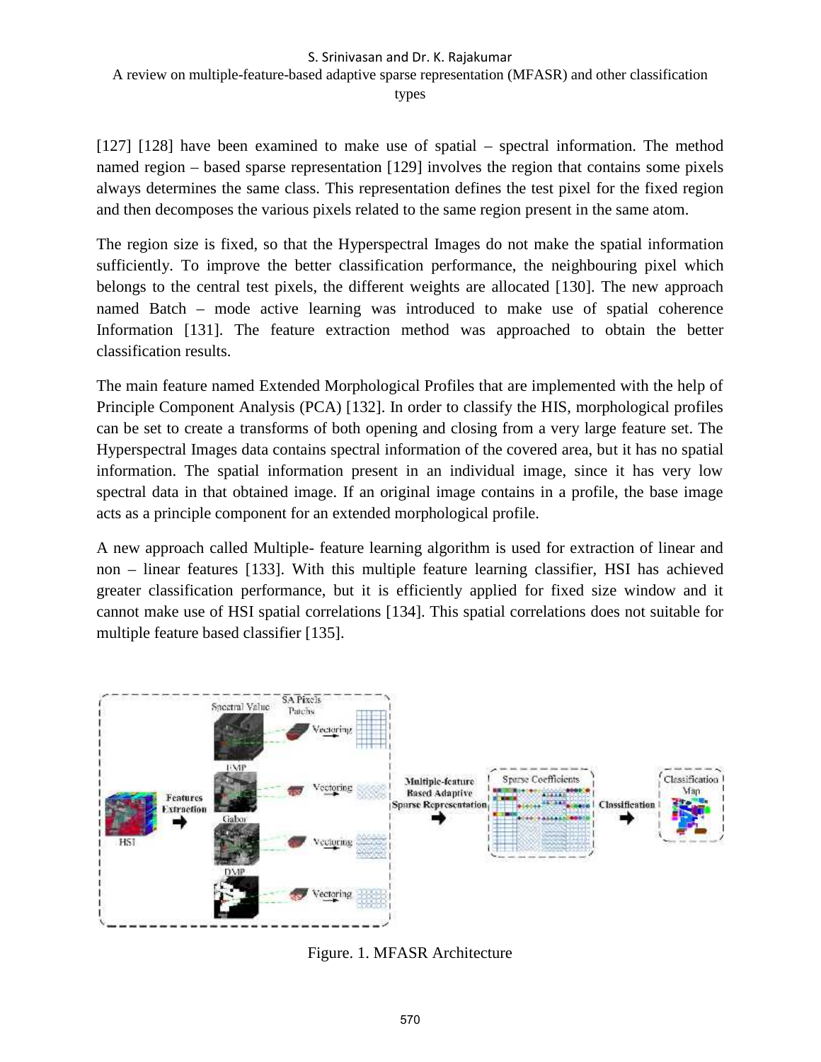[127] [128] have been examined to make use of spatial – spectral information. The method named region – based sparse representation [129] involves the region that contains some pixels always determines the same class. This representation defines the test pixel for the fixed region and then decomposes the various pixels related to the same region present in the same atom.

The region size is fixed, so that the Hyperspectral Images do not make the spatial information sufficiently. To improve the better classification performance, the neighbouring pixel which belongs to the central test pixels, the different weights are allocated [130]. The new approach named Batch – mode active learning was introduced to make use of spatial coherence Information [131]. The feature extraction method was approached to obtain the better classification results.

The main feature named Extended Morphological Profiles that are implemented with the help of Principle Component Analysis (PCA) [132]. In order to classify the HIS, morphological profiles can be set to create a transforms of both opening and closing from a very large feature set. The Hyperspectral Images data contains spectral information of the covered area, but it has no spatial information. The spatial information present in an individual image, since it has very low spectral data in that obtained image. If an original image contains in a profile, the base image acts as a principle component for an extended morphological profile.

A new approach called Multiple- feature learning algorithm is used for extraction of linear and non – linear features [133]. With this multiple feature learning classifier, HSI has achieved greater classification performance, but it is efficiently applied for fixed size window and it cannot make use of HSI spatial correlations [134]. This spatial correlations does not suitable for multiple feature based classifier [135].

Figure. 1. MFASR Architecture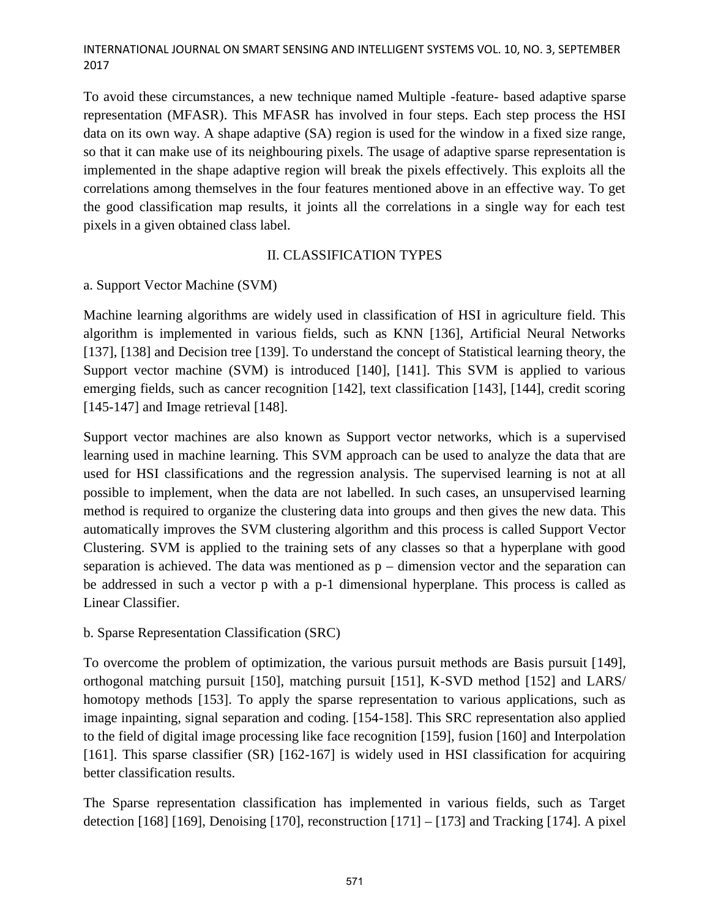To avoid these circumstances, a new technique named Multiple -feature- based adaptive sparse representation (MFASR). This MFASR has involved in four steps. Each step process the HSI data on its own way. A shape adaptive (SA) region is used for the window in a fixed size range, so that it can make use of its neighbouring pixels. The usage of adaptive sparse representation is implemented in the shape adaptive region will break the pixels effectively. This exploits all the correlations among themselves in the four features mentioned above in an effective way. To get the good classification map results, it joints all the correlations in a single way for each test pixels in a given obtained class label.

## II. CLASSIFICATION TYPES

### a. Support Vector Machine (SVM)

Machine learning algorithms are widely used in classification of HSI in agriculture field. This algorithm is implemented in various fields, such as KNN [136], Artificial Neural Networks [137], [138] and Decision tree [139]. To understand the concept of Statistical learning theory, the Support vector machine (SVM) is introduced [140], [141]. This SVM is applied to various emerging fields, such as cancer recognition [142], text classification [143], [144], credit scoring [145-147] and Image retrieval [148].

Support vector machines are also known as Support vector networks, which is a supervised learning used in machine learning. This SVM approach can be used to analyze the data that are used for HSI classifications and the regression analysis. The supervised learning is not at all possible to implement, when the data are not labelled. In such cases, an unsupervised learning method is required to organize the clustering data into groups and then gives the new data. This automatically improves the SVM clustering algorithm and this process is called Support Vector Clustering. SVM is applied to the training sets of any classes so that a hyperplane with good separation is achieved. The data was mentioned as p – dimension vector and the separation can be addressed in such a vector p with a p-1 dimensional hyperplane. This process is called as Linear Classifier.

### b. Sparse Representation Classification (SRC)

To overcome the problem of optimization, the various pursuit methods are Basis pursuit [149], orthogonal matching pursuit [150], matching pursuit [151], K-SVD method [152] and LARS/ homotopy methods [153]. To apply the sparse representation to various applications, such as image inpainting, signal separation and coding. [154-158]. This SRC representation also applied to the field of digital image processing like face recognition [159], fusion [160] and Interpolation [161]. This sparse classifier (SR) [162-167] is widely used in HSI classification for acquiring better classification results.

The Sparse representation classification has implemented in various fields, such as Target detection [168] [169], Denoising [170], reconstruction [171] – [173] and Tracking [174]. A pixel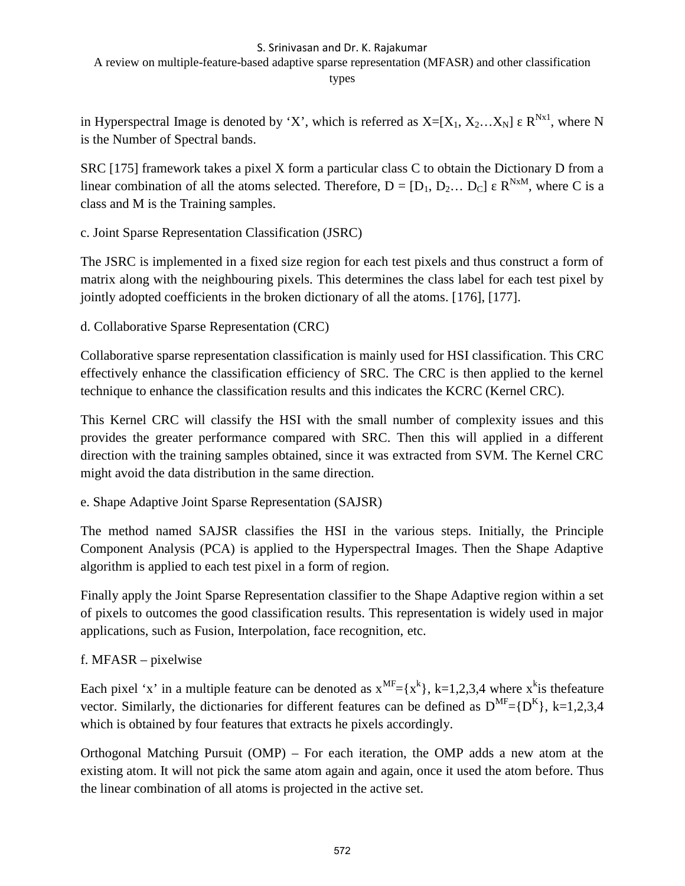in Hyperspectral Image is denoted by 'X', which is referred as $X=[X_1, X_2 \ldots X_N] \varepsilon R^{Nx1}$, where N is the Number of Spectral bands.

SRC [175] framework takes a pixel X form a particular class C to obtain the Dictionary D from a linear combination of all the atoms selected. Therefore, $D = [D_1, D_2 \ldots D_C] \varepsilon R^{NxM}$, where C is a class and M is the Training samples.

c. Joint Sparse Representation Classification (JSRC)

The JSRC is implemented in a fixed size region for each test pixels and thus construct a form of matrix along with the neighbouring pixels. This determines the class label for each test pixel by jointly adopted coefficients in the broken dictionary of all the atoms. [176], [177].

d. Collaborative Sparse Representation (CRC)

Collaborative sparse representation classification is mainly used for HSI classification. This CRC effectively enhance the classification efficiency of SRC. The CRC is then applied to the kernel technique to enhance the classification results and this indicates the KCRC (Kernel CRC).

This Kernel CRC will classify the HSI with the small number of complexity issues and this provides the greater performance compared with SRC. Then this will applied in a different direction with the training samples obtained, since it was extracted from SVM. The Kernel CRC might avoid the data distribution in the same direction.

e. Shape Adaptive Joint Sparse Representation (SAJSR)

The method named SAJSR classifies the HSI in the various steps. Initially, the Principle Component Analysis (PCA) is applied to the Hyperspectral Images. Then the Shape Adaptive algorithm is applied to each test pixel in a form of region.

Finally apply the Joint Sparse Representation classifier to the Shape Adaptive region within a set of pixels to outcomes the good classification results. This representation is widely used in major applications, such as Fusion, Interpolation, face recognition, etc.

f. MFASR – pixelwise

Each pixel 'x' in a multiple feature can be denoted as $x^{MF}=\{x^k\}$, k=1,2,3,4 where $x^k$is thefeature vector. Similarly, the dictionaries for different features can be defined as $D^{MF}=\{D^K\}$, k=1,2,3,4 which is obtained by four features that extracts he pixels accordingly.

Orthogonal Matching Pursuit (OMP) – For each iteration, the OMP adds a new atom at the existing atom. It will not pick the same atom again and again, once it used the atom before. Thus the linear combination of all atoms is projected in the active set.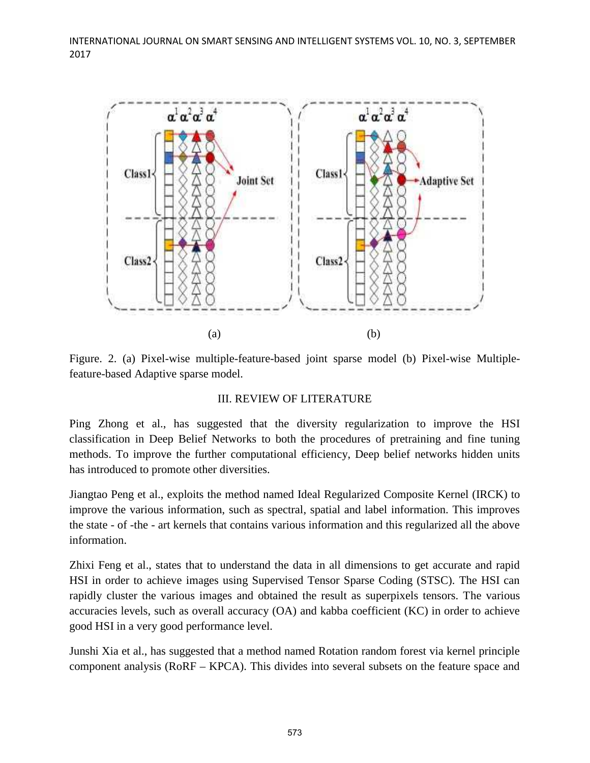Figure. 2. (a) Pixel-wise multiple-feature-based joint sparse model (b) Pixel-wise Multiple-feature-based Adaptive sparse model.

## III. REVIEW OF LITERATURE

Ping Zhong et al., has suggested that the diversity regularization to improve the HSI classification in Deep Belief Networks to both the procedures of pretraining and fine tuning methods. To improve the further computational efficiency, Deep belief networks hidden units has introduced to promote other diversities.

Jiangtao Peng et al., exploits the method named Ideal Regularized Composite Kernel (IRCK) to improve the various information, such as spectral, spatial and label information. This improves the state - of -the - art kernels that contains various information and this regularized all the above information.

Zhixi Feng et al., states that to understand the data in all dimensions to get accurate and rapid HSI in order to achieve images using Supervised Tensor Sparse Coding (STSC). The HSI can rapidly cluster the various images and obtained the result as superpixels tensors. The various accuracies levels, such as overall accuracy (OA) and kabba coefficient (KC) in order to achieve good HSI in a very good performance level.

Junshi Xia et al., has suggested that a method named Rotation random forest via kernel principle component analysis (RoRF – KPCA). This divides into several subsets on the feature space and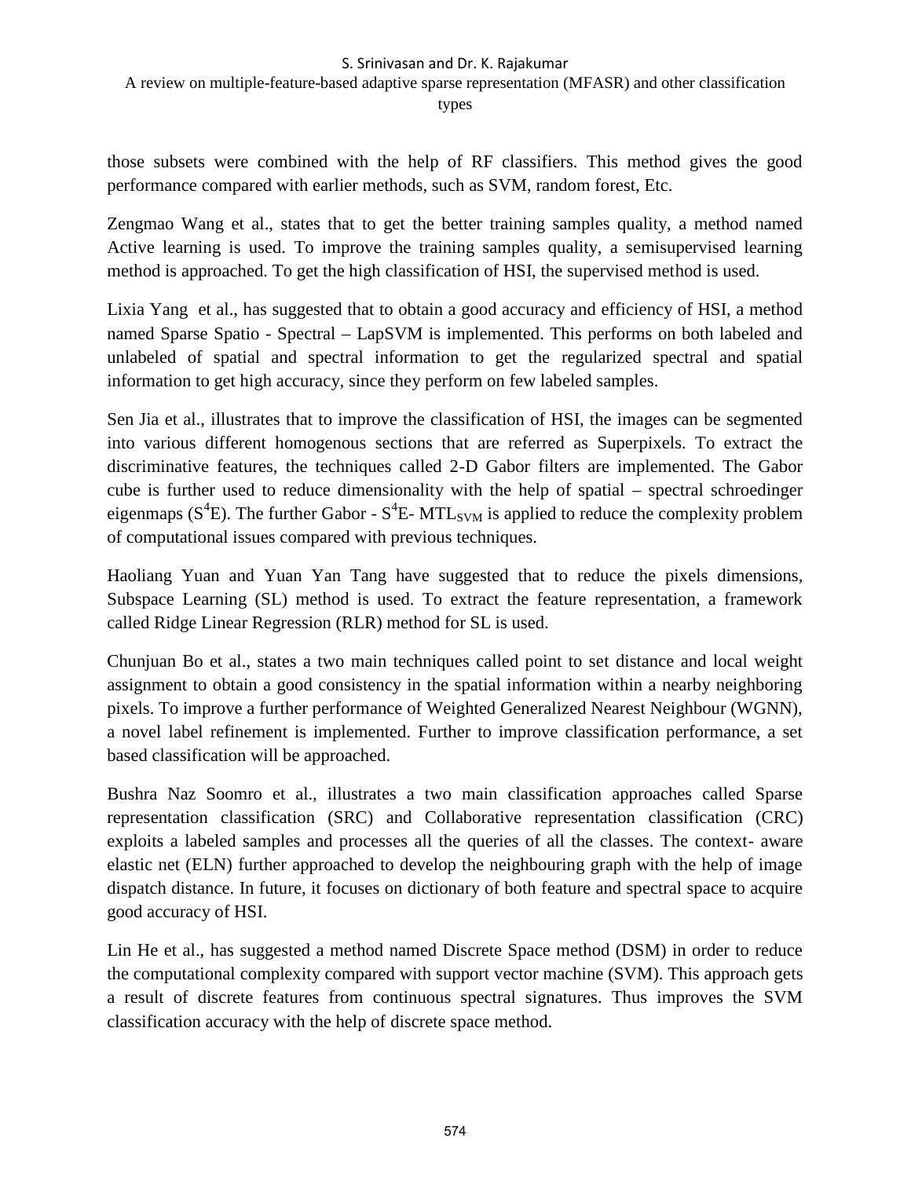those subsets were combined with the help of RF classifiers. This method gives the good performance compared with earlier methods, such as SVM, random forest, Etc.

Zengmao Wang et al., states that to get the better training samples quality, a method named Active learning is used. To improve the training samples quality, a semisupervised learning method is approached. To get the high classification of HSI, the supervised method is used.

Lixia Yang et al., has suggested that to obtain a good accuracy and efficiency of HSI, a method named Sparse Spatio - Spectral – LapSVM is implemented. This performs on both labeled and unlabeled of spatial and spectral information to get the regularized spectral and spatial information to get high accuracy, since they perform on few labeled samples.

Sen Jia et al., illustrates that to improve the classification of HSI, the images can be segmented into various different homogenous sections that are referred as Superpixels. To extract the discriminative features, the techniques called 2-D Gabor filters are implemented. The Gabor cube is further used to reduce dimensionality with the help of spatial – spectral schroedinger eigenmaps ($S^4E$). The further Gabor - $S^4E$- $MTL_{SVM}$ is applied to reduce the complexity problem of computational issues compared with previous techniques.

Haoliang Yuan and Yuan Yan Tang have suggested that to reduce the pixels dimensions, Subspace Learning (SL) method is used. To extract the feature representation, a framework called Ridge Linear Regression (RLR) method for SL is used.

Chunjuan Bo et al., states a two main techniques called point to set distance and local weight assignment to obtain a good consistency in the spatial information within a nearby neighboring pixels. To improve a further performance of Weighted Generalized Nearest Neighbour (WGNN), a novel label refinement is implemented. Further to improve classification performance, a set based classification will be approached.

Bushra Naz Soomro et al., illustrates a two main classification approaches called Sparse representation classification (SRC) and Collaborative representation classification (CRC) exploits a labeled samples and processes all the queries of all the classes. The context- aware elastic net (ELN) further approached to develop the neighbouring graph with the help of image dispatch distance. In future, it focuses on dictionary of both feature and spectral space to acquire good accuracy of HSI.

Lin He et al., has suggested a method named Discrete Space method (DSM) in order to reduce the computational complexity compared with support vector machine (SVM). This approach gets a result of discrete features from continuous spectral signatures. Thus improves the SVM classification accuracy with the help of discrete space method.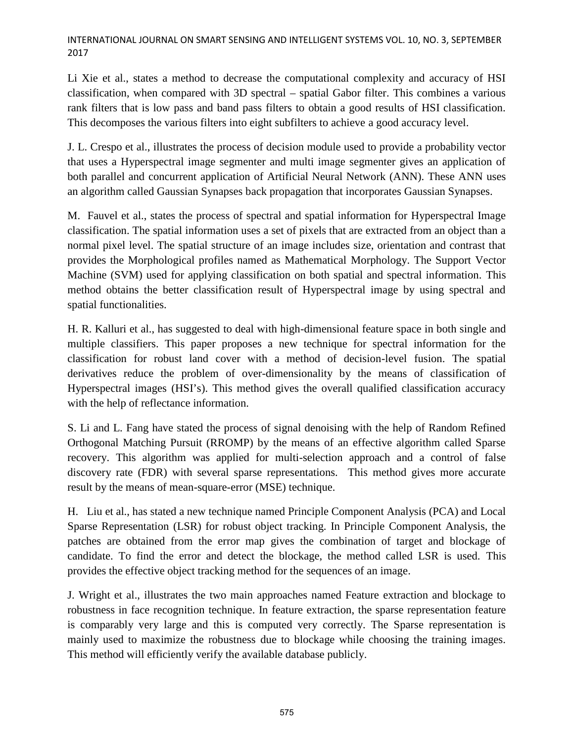Li Xie et al., states a method to decrease the computational complexity and accuracy of HSI classification, when compared with 3D spectral – spatial Gabor filter. This combines a various rank filters that is low pass and band pass filters to obtain a good results of HSI classification. This decomposes the various filters into eight subfilters to achieve a good accuracy level.

J. L. Crespo et al., illustrates the process of decision module used to provide a probability vector that uses a Hyperspectral image segmenter and multi image segmenter gives an application of both parallel and concurrent application of Artificial Neural Network (ANN). These ANN uses an algorithm called Gaussian Synapses back propagation that incorporates Gaussian Synapses.

M. Fauvel et al., states the process of spectral and spatial information for Hyperspectral Image classification. The spatial information uses a set of pixels that are extracted from an object than a normal pixel level. The spatial structure of an image includes size, orientation and contrast that provides the Morphological profiles named as Mathematical Morphology. The Support Vector Machine (SVM) used for applying classification on both spatial and spectral information. This method obtains the better classification result of Hyperspectral image by using spectral and spatial functionalities.

H. R. Kalluri et al., has suggested to deal with high-dimensional feature space in both single and multiple classifiers. This paper proposes a new technique for spectral information for the classification for robust land cover with a method of decision-level fusion. The spatial derivatives reduce the problem of over-dimensionality by the means of classification of Hyperspectral images (HSI's). This method gives the overall qualified classification accuracy with the help of reflectance information.

S. Li and L. Fang have stated the process of signal denoising with the help of Random Refined Orthogonal Matching Pursuit (RROMP) by the means of an effective algorithm called Sparse recovery. This algorithm was applied for multi-selection approach and a control of false discovery rate (FDR) with several sparse representations. This method gives more accurate result by the means of mean-square-error (MSE) technique.

H. Liu et al., has stated a new technique named Principle Component Analysis (PCA) and Local Sparse Representation (LSR) for robust object tracking. In Principle Component Analysis, the patches are obtained from the error map gives the combination of target and blockage of candidate. To find the error and detect the blockage, the method called LSR is used. This provides the effective object tracking method for the sequences of an image.

J. Wright et al., illustrates the two main approaches named Feature extraction and blockage to robustness in face recognition technique. In feature extraction, the sparse representation feature is comparably very large and this is computed very correctly. The Sparse representation is mainly used to maximize the robustness due to blockage while choosing the training images. This method will efficiently verify the available database publicly.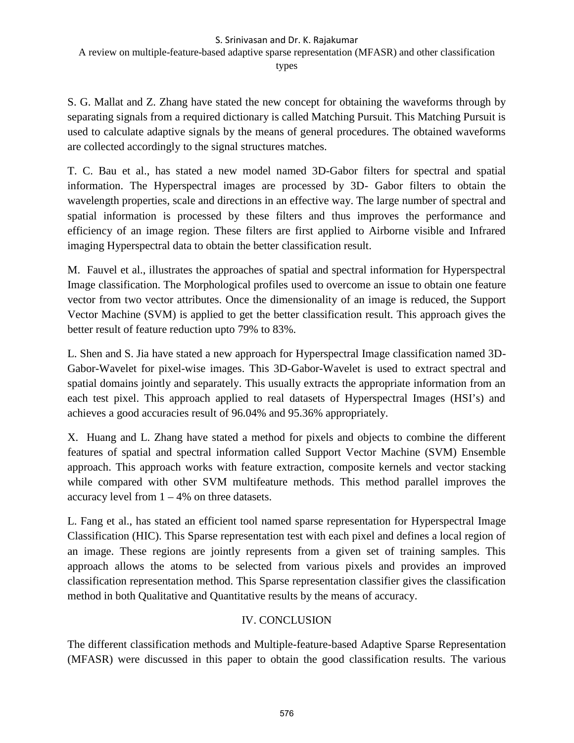S. G. Mallat and Z. Zhang have stated the new concept for obtaining the waveforms through by separating signals from a required dictionary is called Matching Pursuit. This Matching Pursuit is used to calculate adaptive signals by the means of general procedures. The obtained waveforms are collected accordingly to the signal structures matches.

T. C. Bau et al., has stated a new model named 3D-Gabor filters for spectral and spatial information. The Hyperspectral images are processed by 3D- Gabor filters to obtain the wavelength properties, scale and directions in an effective way. The large number of spectral and spatial information is processed by these filters and thus improves the performance and efficiency of an image region. These filters are first applied to Airborne visible and Infrared imaging Hyperspectral data to obtain the better classification result.

M. Fauvel et al., illustrates the approaches of spatial and spectral information for Hyperspectral Image classification. The Morphological profiles used to overcome an issue to obtain one feature vector from two vector attributes. Once the dimensionality of an image is reduced, the Support Vector Machine (SVM) is applied to get the better classification result. This approach gives the better result of feature reduction upto 79% to 83%.

L. Shen and S. Jia have stated a new approach for Hyperspectral Image classification named 3D-Gabor-Wavelet for pixel-wise images. This 3D-Gabor-Wavelet is used to extract spectral and spatial domains jointly and separately. This usually extracts the appropriate information from an each test pixel. This approach applied to real datasets of Hyperspectral Images (HSI's) and achieves a good accuracies result of 96.04% and 95.36% appropriately.

X. Huang and L. Zhang have stated a method for pixels and objects to combine the different features of spatial and spectral information called Support Vector Machine (SVM) Ensemble approach. This approach works with feature extraction, composite kernels and vector stacking while compared with other SVM multifeature methods. This method parallel improves the accuracy level from 1 – 4% on three datasets.

L. Fang et al., has stated an efficient tool named sparse representation for Hyperspectral Image Classification (HIC). This Sparse representation test with each pixel and defines a local region of an image. These regions are jointly represents from a given set of training samples. This approach allows the atoms to be selected from various pixels and provides an improved classification representation method. This Sparse representation classifier gives the classification method in both Qualitative and Quantitative results by the means of accuracy.

## IV. CONCLUSION

The different classification methods and Multiple-feature-based Adaptive Sparse Representation (MFASR) were discussed in this paper to obtain the good classification results. The various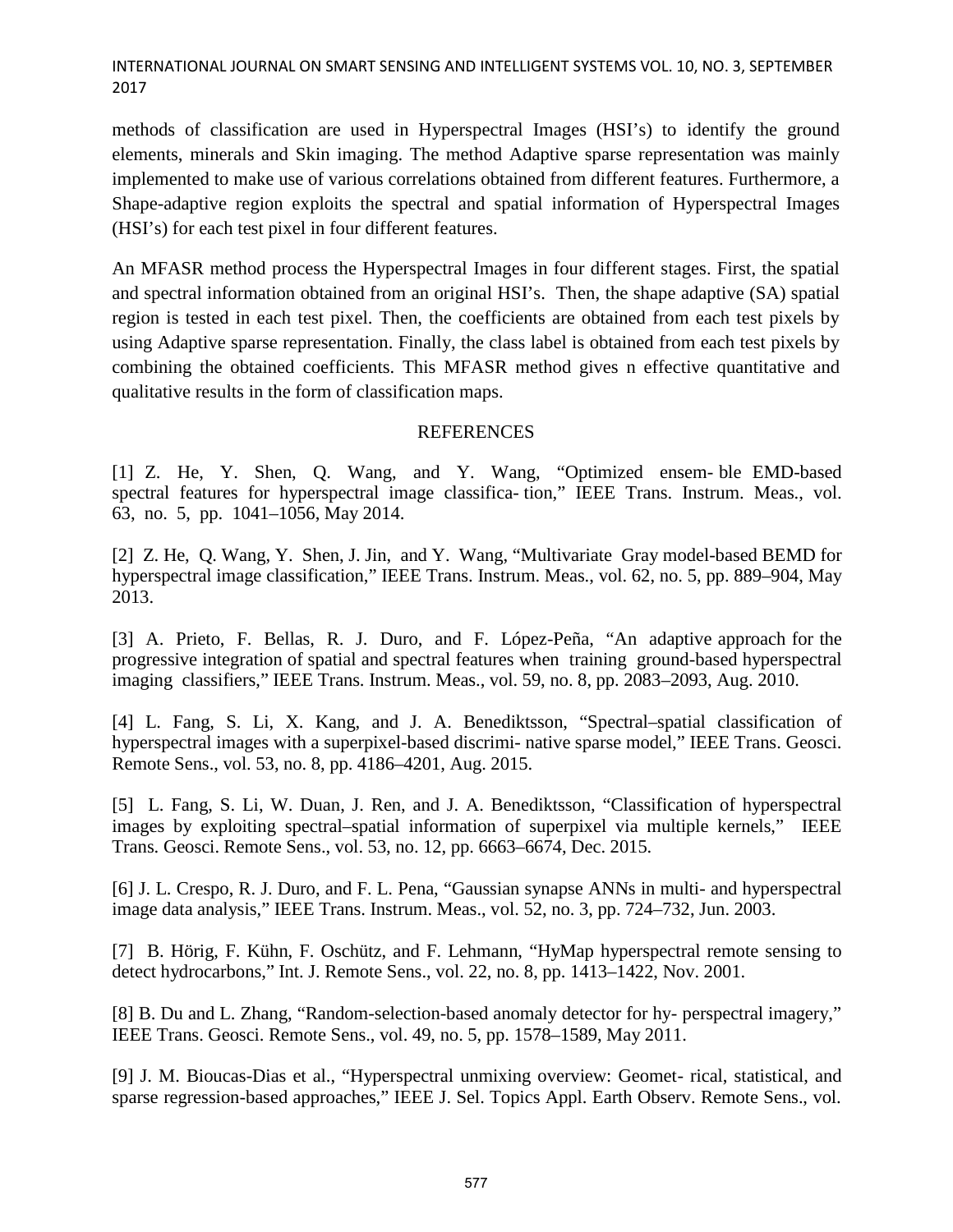methods of classification are used in Hyperspectral Images (HSI's) to identify the ground elements, minerals and Skin imaging. The method Adaptive sparse representation was mainly implemented to make use of various correlations obtained from different features. Furthermore, a Shape-adaptive region exploits the spectral and spatial information of Hyperspectral Images (HSI's) for each test pixel in four different features.

An MFASR method process the Hyperspectral Images in four different stages. First, the spatial and spectral information obtained from an original HSI's. Then, the shape adaptive (SA) spatial region is tested in each test pixel. Then, the coefficients are obtained from each test pixels by using Adaptive sparse representation. Finally, the class label is obtained from each test pixels by combining the obtained coefficients. This MFASR method gives n effective quantitative and qualitative results in the form of classification maps.

## REFERENCES

[1] Z. He, Y. Shen, Q. Wang, and Y. Wang, "Optimized ensem- ble EMD-based spectral features for hyperspectral image classifica- tion," IEEE Trans. Instrum. Meas., vol. 63, no. 5, pp. 1041–1056, May 2014.

[2] Z. He, Q. Wang, Y. Shen, J. Jin, and Y. Wang, "Multivariate Gray model-based BEMD for hyperspectral image classification," IEEE Trans. Instrum. Meas., vol. 62, no. 5, pp. 889–904, May 2013.

[3] A. Prieto, F. Bellas, R. J. Duro, and F. López-Peña, "An adaptive approach for the progressive integration of spatial and spectral features when training ground-based hyperspectral imaging classifiers," IEEE Trans. Instrum. Meas., vol. 59, no. 8, pp. 2083–2093, Aug. 2010.

[4] L. Fang, S. Li, X. Kang, and J. A. Benediktsson, "Spectral–spatial classification of hyperspectral images with a superpixel-based discrimi- native sparse model," IEEE Trans. Geosci. Remote Sens., vol. 53, no. 8, pp. 4186–4201, Aug. 2015.

[5] L. Fang, S. Li, W. Duan, J. Ren, and J. A. Benediktsson, "Classification of hyperspectral images by exploiting spectral–spatial information of superpixel via multiple kernels," IEEE Trans. Geosci. Remote Sens., vol. 53, no. 12, pp. 6663–6674, Dec. 2015.

[6] J. L. Crespo, R. J. Duro, and F. L. Pena, "Gaussian synapse ANNs in multi- and hyperspectral image data analysis," IEEE Trans. Instrum. Meas., vol. 52, no. 3, pp. 724–732, Jun. 2003.

[7] B. Hörig, F. Kühn, F. Oschütz, and F. Lehmann, "HyMap hyperspectral remote sensing to detect hydrocarbons," Int. J. Remote Sens., vol. 22, no. 8, pp. 1413–1422, Nov. 2001.

[8] B. Du and L. Zhang, "Random-selection-based anomaly detector for hy- perspectral imagery," IEEE Trans. Geosci. Remote Sens., vol. 49, no. 5, pp. 1578–1589, May 2011.

[9] J. M. Bioucas-Dias et al., "Hyperspectral unmixing overview: Geomet- rical, statistical, and sparse regression-based approaches," IEEE J. Sel. Topics Appl. Earth Observ. Remote Sens., vol.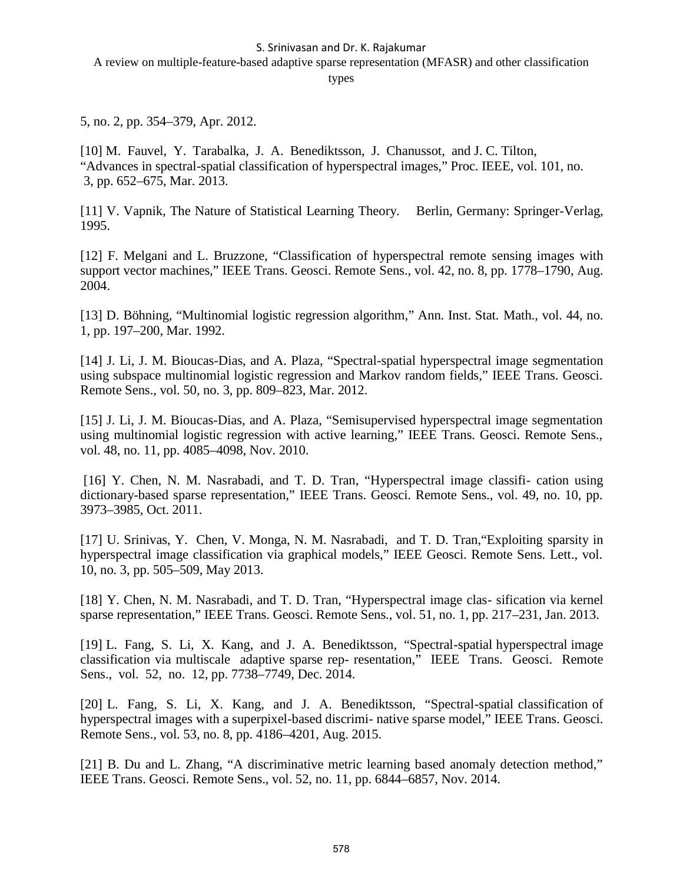5, no. 2, pp. 354–379, Apr. 2012.

[10] M. Fauvel, Y. Tarabalka, J. A. Benediktsson, J. Chanussot, and J. C. Tilton, "Advances in spectral-spatial classification of hyperspectral images," Proc. IEEE, vol. 101, no. 3, pp. 652–675, Mar. 2013.

[11] V. Vapnik, The Nature of Statistical Learning Theory. Berlin, Germany: Springer-Verlag, 1995.

[12] F. Melgani and L. Bruzzone, "Classification of hyperspectral remote sensing images with support vector machines," IEEE Trans. Geosci. Remote Sens., vol. 42, no. 8, pp. 1778–1790, Aug. 2004.

[13] D. Böhning, "Multinomial logistic regression algorithm," Ann. Inst. Stat. Math., vol. 44, no. 1, pp. 197–200, Mar. 1992.

[14] J. Li, J. M. Bioucas-Dias, and A. Plaza, "Spectral-spatial hyperspectral image segmentation using subspace multinomial logistic regression and Markov random fields," IEEE Trans. Geosci. Remote Sens., vol. 50, no. 3, pp. 809–823, Mar. 2012.

[15] J. Li, J. M. Bioucas-Dias, and A. Plaza, "Semisupervised hyperspectral image segmentation using multinomial logistic regression with active learning," IEEE Trans. Geosci. Remote Sens., vol. 48, no. 11, pp. 4085–4098, Nov. 2010.

[16] Y. Chen, N. M. Nasrabadi, and T. D. Tran, "Hyperspectral image classifi- cation using dictionary-based sparse representation," IEEE Trans. Geosci. Remote Sens., vol. 49, no. 10, pp. 3973–3985, Oct. 2011.

[17] U. Srinivas, Y. Chen, V. Monga, N. M. Nasrabadi, and T. D. Tran,"Exploiting sparsity in hyperspectral image classification via graphical models," IEEE Geosci. Remote Sens. Lett., vol. 10, no. 3, pp. 505–509, May 2013.

[18] Y. Chen, N. M. Nasrabadi, and T. D. Tran, "Hyperspectral image clas- sification via kernel sparse representation," IEEE Trans. Geosci. Remote Sens., vol. 51, no. 1, pp. 217–231, Jan. 2013.

[19] L. Fang, S. Li, X. Kang, and J. A. Benediktsson, "Spectral-spatial hyperspectral image classification via multiscale adaptive sparse rep- resentation," IEEE Trans. Geosci. Remote Sens., vol. 52, no. 12, pp. 7738–7749, Dec. 2014.

[20] L. Fang, S. Li, X. Kang, and J. A. Benediktsson, "Spectral-spatial classification of hyperspectral images with a superpixel-based discrimi- native sparse model," IEEE Trans. Geosci. Remote Sens., vol. 53, no. 8, pp. 4186–4201, Aug. 2015.

[21] B. Du and L. Zhang, "A discriminative metric learning based anomaly detection method," IEEE Trans. Geosci. Remote Sens., vol. 52, no. 11, pp. 6844–6857, Nov. 2014.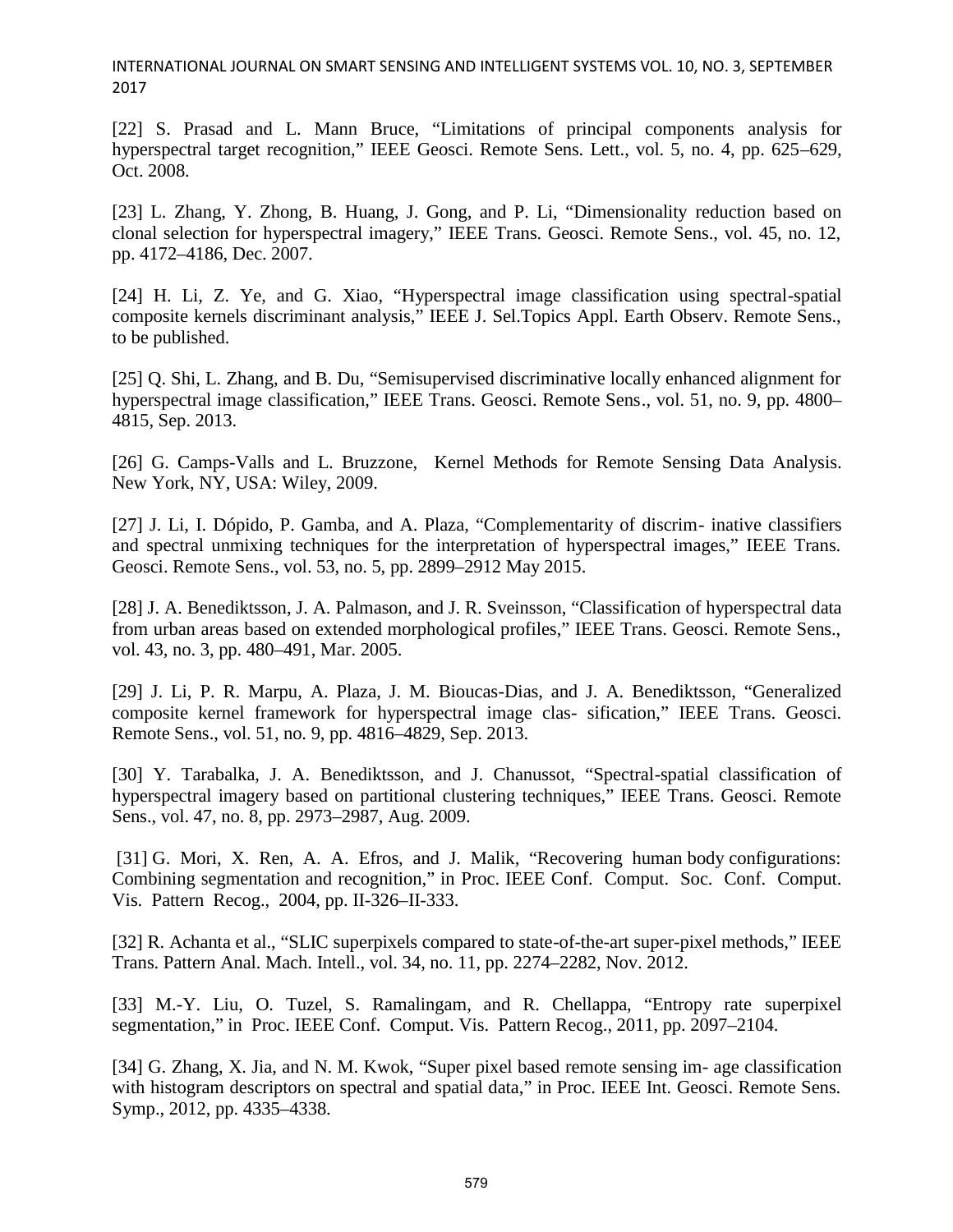[22] S. Prasad and L. Mann Bruce, "Limitations of principal components analysis for hyperspectral target recognition," IEEE Geosci. Remote Sens. Lett., vol. 5, no. 4, pp. 625–629, Oct. 2008.

[23] L. Zhang, Y. Zhong, B. Huang, J. Gong, and P. Li, "Dimensionality reduction based on clonal selection for hyperspectral imagery," IEEE Trans. Geosci. Remote Sens., vol. 45, no. 12, pp. 4172–4186, Dec. 2007.

[24] H. Li, Z. Ye, and G. Xiao, "Hyperspectral image classification using spectral-spatial composite kernels discriminant analysis," IEEE J. Sel.Topics Appl. Earth Observ. Remote Sens., to be published.

[25] Q. Shi, L. Zhang, and B. Du, "Semisupervised discriminative locally enhanced alignment for hyperspectral image classification," IEEE Trans. Geosci. Remote Sens., vol. 51, no. 9, pp. 4800–4815, Sep. 2013.

[26] G. Camps-Valls and L. Bruzzone, Kernel Methods for Remote Sensing Data Analysis. New York, NY, USA: Wiley, 2009.

[27] J. Li, I. Dópido, P. Gamba, and A. Plaza, "Complementarity of discrim- inative classifiers and spectral unmixing techniques for the interpretation of hyperspectral images," IEEE Trans. Geosci. Remote Sens., vol. 53, no. 5, pp. 2899–2912 May 2015.

[28] J. A. Benediktsson, J. A. Palmason, and J. R. Sveinsson, "Classification of hyperspectral data from urban areas based on extended morphological profiles," IEEE Trans. Geosci. Remote Sens., vol. 43, no. 3, pp. 480–491, Mar. 2005.

[29] J. Li, P. R. Marpu, A. Plaza, J. M. Bioucas-Dias, and J. A. Benediktsson, "Generalized composite kernel framework for hyperspectral image clas- sification," IEEE Trans. Geosci. Remote Sens., vol. 51, no. 9, pp. 4816–4829, Sep. 2013.

[30] Y. Tarabalka, J. A. Benediktsson, and J. Chanussot, "Spectral-spatial classification of hyperspectral imagery based on partitional clustering techniques," IEEE Trans. Geosci. Remote Sens., vol. 47, no. 8, pp. 2973–2987, Aug. 2009.

[31] G. Mori, X. Ren, A. A. Efros, and J. Malik, "Recovering human body configurations: Combining segmentation and recognition," in Proc. IEEE Conf. Comput. Soc. Conf. Comput. Vis. Pattern Recog., 2004, pp. II-326–II-333.

[32] R. Achanta et al., "SLIC superpixels compared to state-of-the-art super-pixel methods," IEEE Trans. Pattern Anal. Mach. Intell., vol. 34, no. 11, pp. 2274–2282, Nov. 2012.

[33] M.-Y. Liu, O. Tuzel, S. Ramalingam, and R. Chellappa, "Entropy rate superpixel segmentation," in Proc. IEEE Conf. Comput. Vis. Pattern Recog., 2011, pp. 2097–2104.

[34] G. Zhang, X. Jia, and N. M. Kwok, "Super pixel based remote sensing im- age classification with histogram descriptors on spectral and spatial data," in Proc. IEEE Int. Geosci. Remote Sens. Symp., 2012, pp. 4335–4338.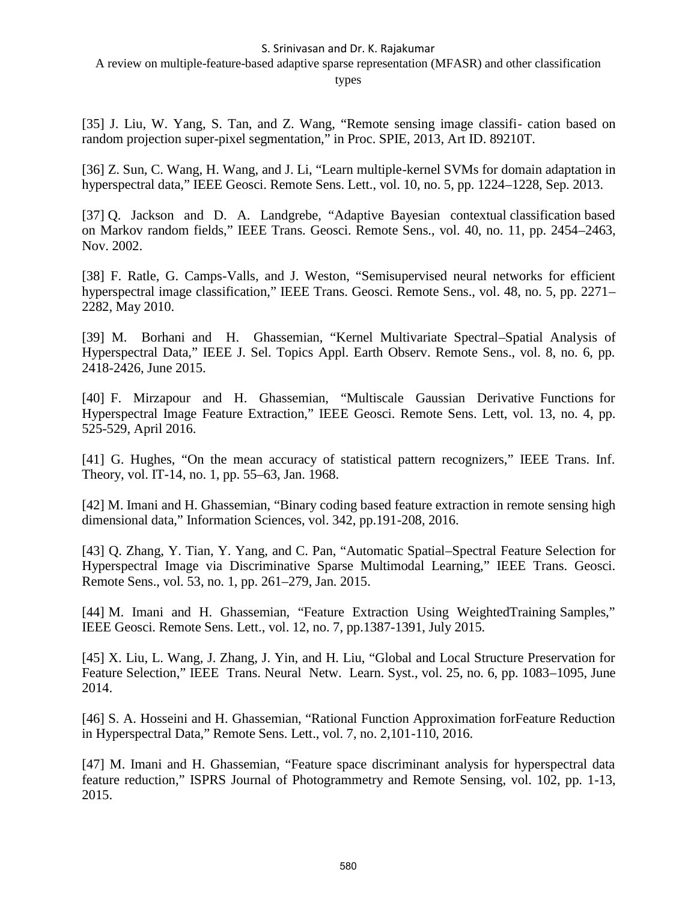[35] J. Liu, W. Yang, S. Tan, and Z. Wang, "Remote sensing image classifi- cation based on random projection super-pixel segmentation," in Proc. SPIE, 2013, Art ID. 89210T.

[36] Z. Sun, C. Wang, H. Wang, and J. Li, "Learn multiple-kernel SVMs for domain adaptation in hyperspectral data," IEEE Geosci. Remote Sens. Lett., vol. 10, no. 5, pp. 1224–1228, Sep. 2013.

[37] Q. Jackson and D. A. Landgrebe, "Adaptive Bayesian contextual classification based on Markov random fields," IEEE Trans. Geosci. Remote Sens., vol. 40, no. 11, pp. 2454–2463, Nov. 2002.

[38] F. Ratle, G. Camps-Valls, and J. Weston, "Semisupervised neural networks for efficient hyperspectral image classification," IEEE Trans. Geosci. Remote Sens., vol. 48, no. 5, pp. 2271–2282, May 2010.

[39] M. Borhani and H. Ghassemian, "Kernel Multivariate Spectral–Spatial Analysis of Hyperspectral Data," IEEE J. Sel. Topics Appl. Earth Observ. Remote Sens., vol. 8, no. 6, pp. 2418-2426, June 2015.

[40] F. Mirzapour and H. Ghassemian, "Multiscale Gaussian Derivative Functions for Hyperspectral Image Feature Extraction," IEEE Geosci. Remote Sens. Lett, vol. 13, no. 4, pp. 525-529, April 2016.

[41] G. Hughes, "On the mean accuracy of statistical pattern recognizers," IEEE Trans. Inf. Theory, vol. IT-14, no. 1, pp. 55–63, Jan. 1968.

[42] M. Imani and H. Ghassemian, "Binary coding based feature extraction in remote sensing high dimensional data," Information Sciences, vol. 342, pp.191-208, 2016.

[43] Q. Zhang, Y. Tian, Y. Yang, and C. Pan, "Automatic Spatial–Spectral Feature Selection for Hyperspectral Image via Discriminative Sparse Multimodal Learning," IEEE Trans. Geosci. Remote Sens., vol. 53, no. 1, pp. 261–279, Jan. 2015.

[44] M. Imani and H. Ghassemian, "Feature Extraction Using WeightedTraining Samples," IEEE Geosci. Remote Sens. Lett., vol. 12, no. 7, pp.1387-1391, July 2015.

[45] X. Liu, L. Wang, J. Zhang, J. Yin, and H. Liu, "Global and Local Structure Preservation for Feature Selection," IEEE Trans. Neural Netw. Learn. Syst., vol. 25, no. 6, pp. 1083–1095, June 2014.

[46] S. A. Hosseini and H. Ghassemian, "Rational Function Approximation forFeature Reduction in Hyperspectral Data," Remote Sens. Lett., vol. 7, no. 2,101-110, 2016.

[47] M. Imani and H. Ghassemian, "Feature space discriminant analysis for hyperspectral data feature reduction," ISPRS Journal of Photogrammetry and Remote Sensing, vol. 102, pp. 1-13, 2015.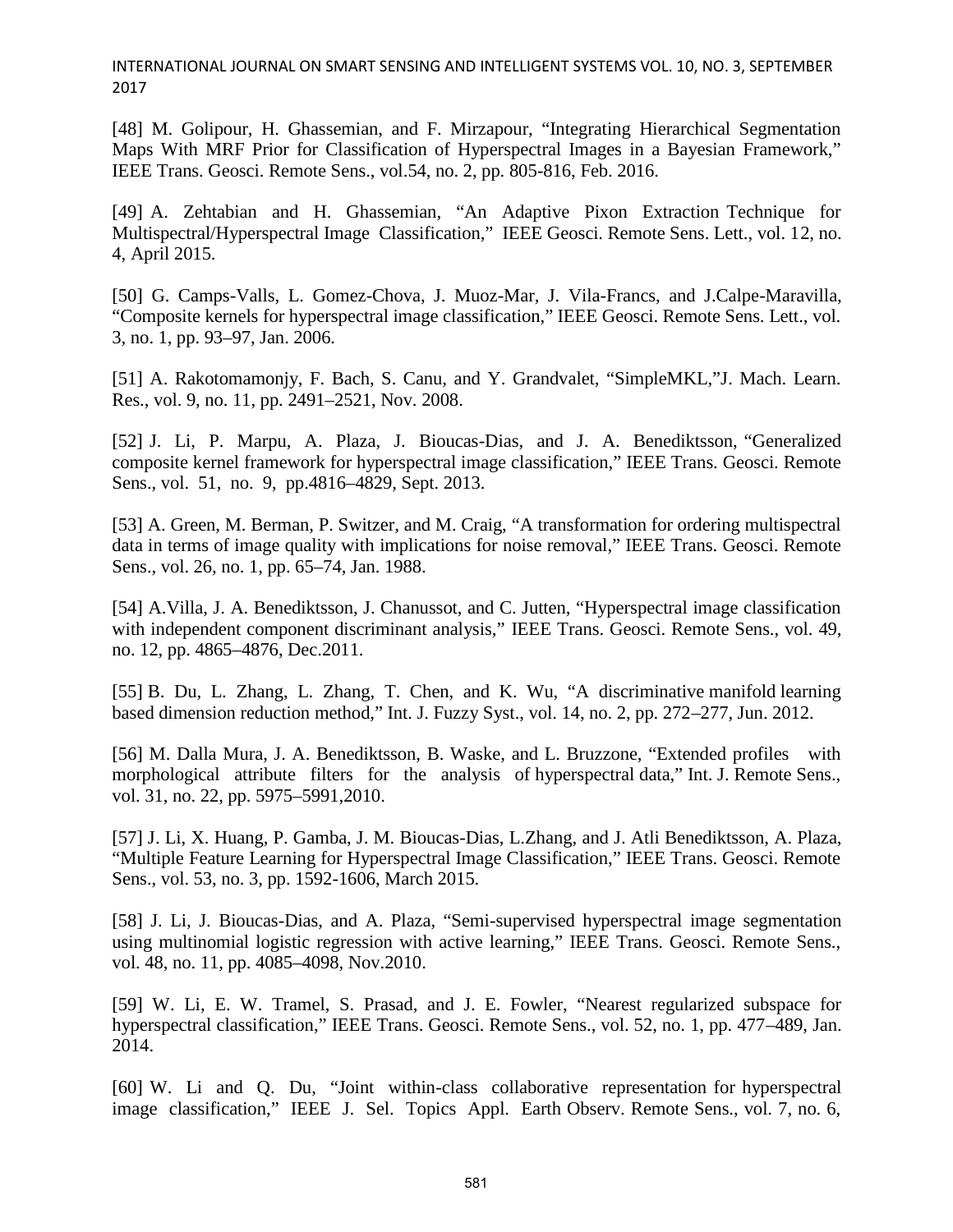[48] M. Golipour, H. Ghassemian, and F. Mirzapour, "Integrating Hierarchical Segmentation Maps With MRF Prior for Classification of Hyperspectral Images in a Bayesian Framework," IEEE Trans. Geosci. Remote Sens., vol.54, no. 2, pp. 805-816, Feb. 2016.

[49] A. Zehtabian and H. Ghassemian, "An Adaptive Pixon Extraction Technique for Multispectral/Hyperspectral Image Classification," IEEE Geosci. Remote Sens. Lett., vol. 12, no. 4, April 2015.

[50] G. Camps-Valls, L. Gomez-Chova, J. Muoz-Mar, J. Vila-Francs, and J.Calpe-Maravilla, "Composite kernels for hyperspectral image classification," IEEE Geosci. Remote Sens. Lett., vol. 3, no. 1, pp. 93–97, Jan. 2006.

[51] A. Rakotomamonjy, F. Bach, S. Canu, and Y. Grandvalet, "SimpleMKL,"J. Mach. Learn. Res., vol. 9, no. 11, pp. 2491–2521, Nov. 2008.

[52] J. Li, P. Marpu, A. Plaza, J. Bioucas-Dias, and J. A. Benediktsson, "Generalized composite kernel framework for hyperspectral image classification," IEEE Trans. Geosci. Remote Sens., vol. 51, no. 9, pp.4816–4829, Sept. 2013.

[53] A. Green, M. Berman, P. Switzer, and M. Craig, "A transformation for ordering multispectral data in terms of image quality with implications for noise removal," IEEE Trans. Geosci. Remote Sens., vol. 26, no. 1, pp. 65–74, Jan. 1988.

[54] A.Villa, J. A. Benediktsson, J. Chanussot, and C. Jutten, "Hyperspectral image classification with independent component discriminant analysis," IEEE Trans. Geosci. Remote Sens., vol. 49, no. 12, pp. 4865–4876, Dec.2011.

[55] B. Du, L. Zhang, L. Zhang, T. Chen, and K. Wu, "A discriminative manifold learning based dimension reduction method," Int. J. Fuzzy Syst., vol. 14, no. 2, pp. 272–277, Jun. 2012.

[56] M. Dalla Mura, J. A. Benediktsson, B. Waske, and L. Bruzzone, "Extended profiles with morphological attribute filters for the analysis of hyperspectral data," Int. J. Remote Sens., vol. 31, no. 22, pp. 5975–5991,2010.

[57] J. Li, X. Huang, P. Gamba, J. M. Bioucas-Dias, L.Zhang, and J. Atli Benediktsson, A. Plaza, "Multiple Feature Learning for Hyperspectral Image Classification," IEEE Trans. Geosci. Remote Sens., vol. 53, no. 3, pp. 1592-1606, March 2015.

[58] J. Li, J. Bioucas-Dias, and A. Plaza, "Semi-supervised hyperspectral image segmentation using multinomial logistic regression with active learning," IEEE Trans. Geosci. Remote Sens., vol. 48, no. 11, pp. 4085–4098, Nov.2010.

[59] W. Li, E. W. Tramel, S. Prasad, and J. E. Fowler, "Nearest regularized subspace for hyperspectral classification," IEEE Trans. Geosci. Remote Sens., vol. 52, no. 1, pp. 477–489, Jan. 2014.

[60] W. Li and Q. Du, "Joint within-class collaborative representation for hyperspectral image classification," IEEE J. Sel. Topics Appl. Earth Observ. Remote Sens., vol. 7, no. 6,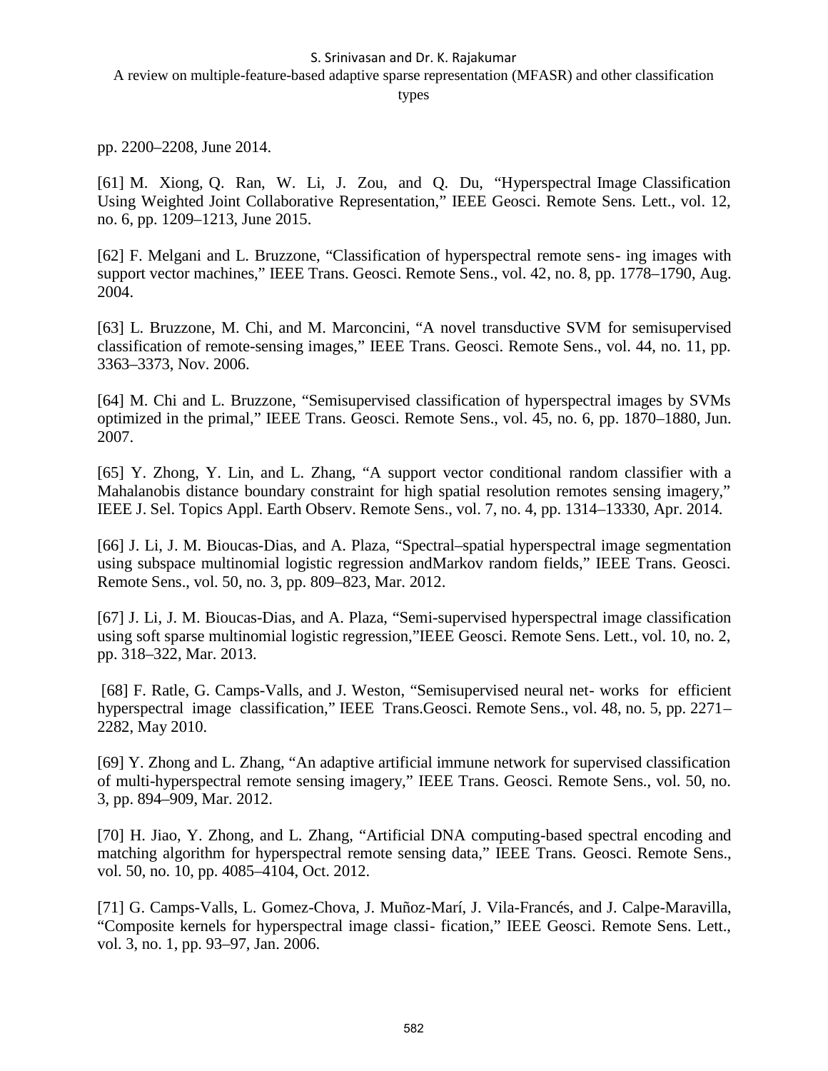pp. 2200–2208, June 2014.

[61] M. Xiong, Q. Ran, W. Li, J. Zou, and Q. Du, "Hyperspectral Image Classification Using Weighted Joint Collaborative Representation," IEEE Geosci. Remote Sens. Lett., vol. 12, no. 6, pp. 1209–1213, June 2015.

[62] F. Melgani and L. Bruzzone, "Classification of hyperspectral remote sens- ing images with support vector machines," IEEE Trans. Geosci. Remote Sens., vol. 42, no. 8, pp. 1778–1790, Aug. 2004.

[63] L. Bruzzone, M. Chi, and M. Marconcini, "A novel transductive SVM for semisupervised classification of remote-sensing images," IEEE Trans. Geosci. Remote Sens., vol. 44, no. 11, pp. 3363–3373, Nov. 2006.

[64] M. Chi and L. Bruzzone, "Semisupervised classification of hyperspectral images by SVMs optimized in the primal," IEEE Trans. Geosci. Remote Sens., vol. 45, no. 6, pp. 1870–1880, Jun. 2007.

[65] Y. Zhong, Y. Lin, and L. Zhang, "A support vector conditional random classifier with a Mahalanobis distance boundary constraint for high spatial resolution remotes sensing imagery," IEEE J. Sel. Topics Appl. Earth Observ. Remote Sens., vol. 7, no. 4, pp. 1314–13330, Apr. 2014.

[66] J. Li, J. M. Bioucas-Dias, and A. Plaza, "Spectral–spatial hyperspectral image segmentation using subspace multinomial logistic regression andMarkov random fields," IEEE Trans. Geosci. Remote Sens., vol. 50, no. 3, pp. 809–823, Mar. 2012.

[67] J. Li, J. M. Bioucas-Dias, and A. Plaza, "Semi-supervised hyperspectral image classification using soft sparse multinomial logistic regression,"IEEE Geosci. Remote Sens. Lett., vol. 10, no. 2, pp. 318–322, Mar. 2013.

[68] F. Ratle, G. Camps-Valls, and J. Weston, "Semisupervised neural net- works for efficient hyperspectral image classification," IEEE Trans.Geosci. Remote Sens., vol. 48, no. 5, pp. 2271–2282, May 2010.

[69] Y. Zhong and L. Zhang, "An adaptive artificial immune network for supervised classification of multi-hyperspectral remote sensing imagery," IEEE Trans. Geosci. Remote Sens., vol. 50, no. 3, pp. 894–909, Mar. 2012.

[70] H. Jiao, Y. Zhong, and L. Zhang, "Artificial DNA computing-based spectral encoding and matching algorithm for hyperspectral remote sensing data," IEEE Trans. Geosci. Remote Sens., vol. 50, no. 10, pp. 4085–4104, Oct. 2012.

[71] G. Camps-Valls, L. Gomez-Chova, J. Muñoz-Marí, J. Vila-Francés, and J. Calpe-Maravilla, "Composite kernels for hyperspectral image classi- fication," IEEE Geosci. Remote Sens. Lett., vol. 3, no. 1, pp. 93–97, Jan. 2006.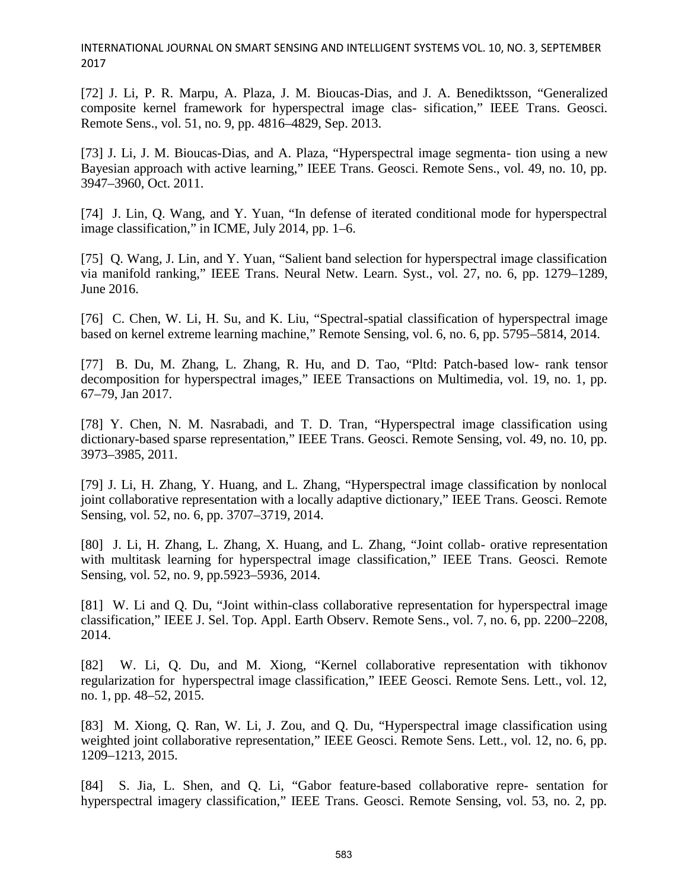[72] J. Li, P. R. Marpu, A. Plaza, J. M. Bioucas-Dias, and J. A. Benediktsson, "Generalized composite kernel framework for hyperspectral image clas- sification," IEEE Trans. Geosci. Remote Sens., vol. 51, no. 9, pp. 4816–4829, Sep. 2013.

[73] J. Li, J. M. Bioucas-Dias, and A. Plaza, "Hyperspectral image segmenta- tion using a new Bayesian approach with active learning," IEEE Trans. Geosci. Remote Sens., vol. 49, no. 10, pp. 3947–3960, Oct. 2011.

[74] J. Lin, Q. Wang, and Y. Yuan, "In defense of iterated conditional mode for hyperspectral image classification," in ICME, July 2014, pp. 1–6.

[75] Q. Wang, J. Lin, and Y. Yuan, "Salient band selection for hyperspectral image classification via manifold ranking," IEEE Trans. Neural Netw. Learn. Syst., vol. 27, no. 6, pp. 1279–1289, June 2016.

[76] C. Chen, W. Li, H. Su, and K. Liu, "Spectral-spatial classification of hyperspectral image based on kernel extreme learning machine," Remote Sensing, vol. 6, no. 6, pp. 5795–5814, 2014.

[77] B. Du, M. Zhang, L. Zhang, R. Hu, and D. Tao, "Pltd: Patch-based low- rank tensor decomposition for hyperspectral images," IEEE Transactions on Multimedia, vol. 19, no. 1, pp. 67–79, Jan 2017.

[78] Y. Chen, N. M. Nasrabadi, and T. D. Tran, "Hyperspectral image classification using dictionary-based sparse representation," IEEE Trans. Geosci. Remote Sensing, vol. 49, no. 10, pp. 3973–3985, 2011.

[79] J. Li, H. Zhang, Y. Huang, and L. Zhang, "Hyperspectral image classification by nonlocal joint collaborative representation with a locally adaptive dictionary," IEEE Trans. Geosci. Remote Sensing, vol. 52, no. 6, pp. 3707–3719, 2014.

[80] J. Li, H. Zhang, L. Zhang, X. Huang, and L. Zhang, "Joint collab- orative representation with multitask learning for hyperspectral image classification," IEEE Trans. Geosci. Remote Sensing, vol. 52, no. 9, pp.5923–5936, 2014.

[81] W. Li and Q. Du, "Joint within-class collaborative representation for hyperspectral image classification," IEEE J. Sel. Top. Appl. Earth Observ. Remote Sens., vol. 7, no. 6, pp. 2200–2208, 2014.

[82] W. Li, Q. Du, and M. Xiong, "Kernel collaborative representation with tikhonov regularization for hyperspectral image classification," IEEE Geosci. Remote Sens. Lett., vol. 12, no. 1, pp. 48–52, 2015.

[83] M. Xiong, Q. Ran, W. Li, J. Zou, and Q. Du, "Hyperspectral image classification using weighted joint collaborative representation," IEEE Geosci. Remote Sens. Lett., vol. 12, no. 6, pp. 1209–1213, 2015.

[84] S. Jia, L. Shen, and Q. Li, "Gabor feature-based collaborative repre- sentation for hyperspectral imagery classification," IEEE Trans. Geosci. Remote Sensing, vol. 53, no. 2, pp.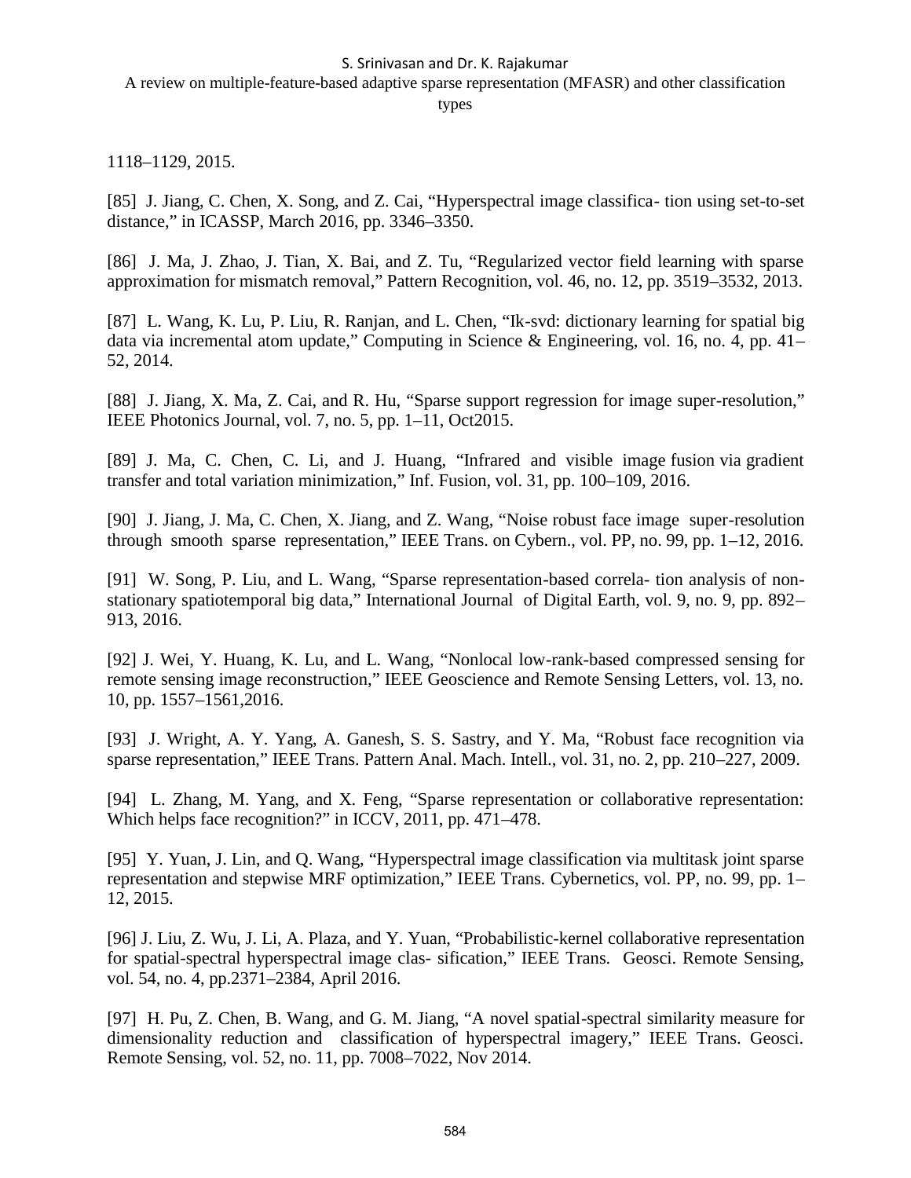1118–1129, 2015.

[85] J. Jiang, C. Chen, X. Song, and Z. Cai, "Hyperspectral image classifica- tion using set-to-set distance," in ICASSP, March 2016, pp. 3346–3350.

[86] J. Ma, J. Zhao, J. Tian, X. Bai, and Z. Tu, "Regularized vector field learning with sparse approximation for mismatch removal," Pattern Recognition, vol. 46, no. 12, pp. 3519–3532, 2013.

[87] L. Wang, K. Lu, P. Liu, R. Ranjan, and L. Chen, "Ik-svd: dictionary learning for spatial big data via incremental atom update," Computing in Science & Engineering, vol. 16, no. 4, pp. 41–52, 2014.

[88] J. Jiang, X. Ma, Z. Cai, and R. Hu, "Sparse support regression for image super-resolution," IEEE Photonics Journal, vol. 7, no. 5, pp. 1–11, Oct2015.

[89] J. Ma, C. Chen, C. Li, and J. Huang, "Infrared and visible image fusion via gradient transfer and total variation minimization," Inf. Fusion, vol. 31, pp. 100–109, 2016.

[90] J. Jiang, J. Ma, C. Chen, X. Jiang, and Z. Wang, "Noise robust face image super-resolution through smooth sparse representation," IEEE Trans. on Cybern., vol. PP, no. 99, pp. 1–12, 2016.

[91] W. Song, P. Liu, and L. Wang, "Sparse representation-based correla- tion analysis of non-stationary spatiotemporal big data," International Journal of Digital Earth, vol. 9, no. 9, pp. 892–913, 2016.

[92] J. Wei, Y. Huang, K. Lu, and L. Wang, "Nonlocal low-rank-based compressed sensing for remote sensing image reconstruction," IEEE Geoscience and Remote Sensing Letters, vol. 13, no. 10, pp. 1557–1561,2016.

[93] J. Wright, A. Y. Yang, A. Ganesh, S. S. Sastry, and Y. Ma, "Robust face recognition via sparse representation," IEEE Trans. Pattern Anal. Mach. Intell., vol. 31, no. 2, pp. 210–227, 2009.

[94] L. Zhang, M. Yang, and X. Feng, "Sparse representation or collaborative representation: Which helps face recognition?" in ICCV, 2011, pp. 471–478.

[95] Y. Yuan, J. Lin, and Q. Wang, "Hyperspectral image classification via multitask joint sparse representation and stepwise MRF optimization," IEEE Trans. Cybernetics, vol. PP, no. 99, pp. 1–12, 2015.

[96] J. Liu, Z. Wu, J. Li, A. Plaza, and Y. Yuan, "Probabilistic-kernel collaborative representation for spatial-spectral hyperspectral image clas- sification," IEEE Trans. Geosci. Remote Sensing, vol. 54, no. 4, pp.2371–2384, April 2016.

[97] H. Pu, Z. Chen, B. Wang, and G. M. Jiang, "A novel spatial-spectral similarity measure for dimensionality reduction and classification of hyperspectral imagery," IEEE Trans. Geosci. Remote Sensing, vol. 52, no. 11, pp. 7008–7022, Nov 2014.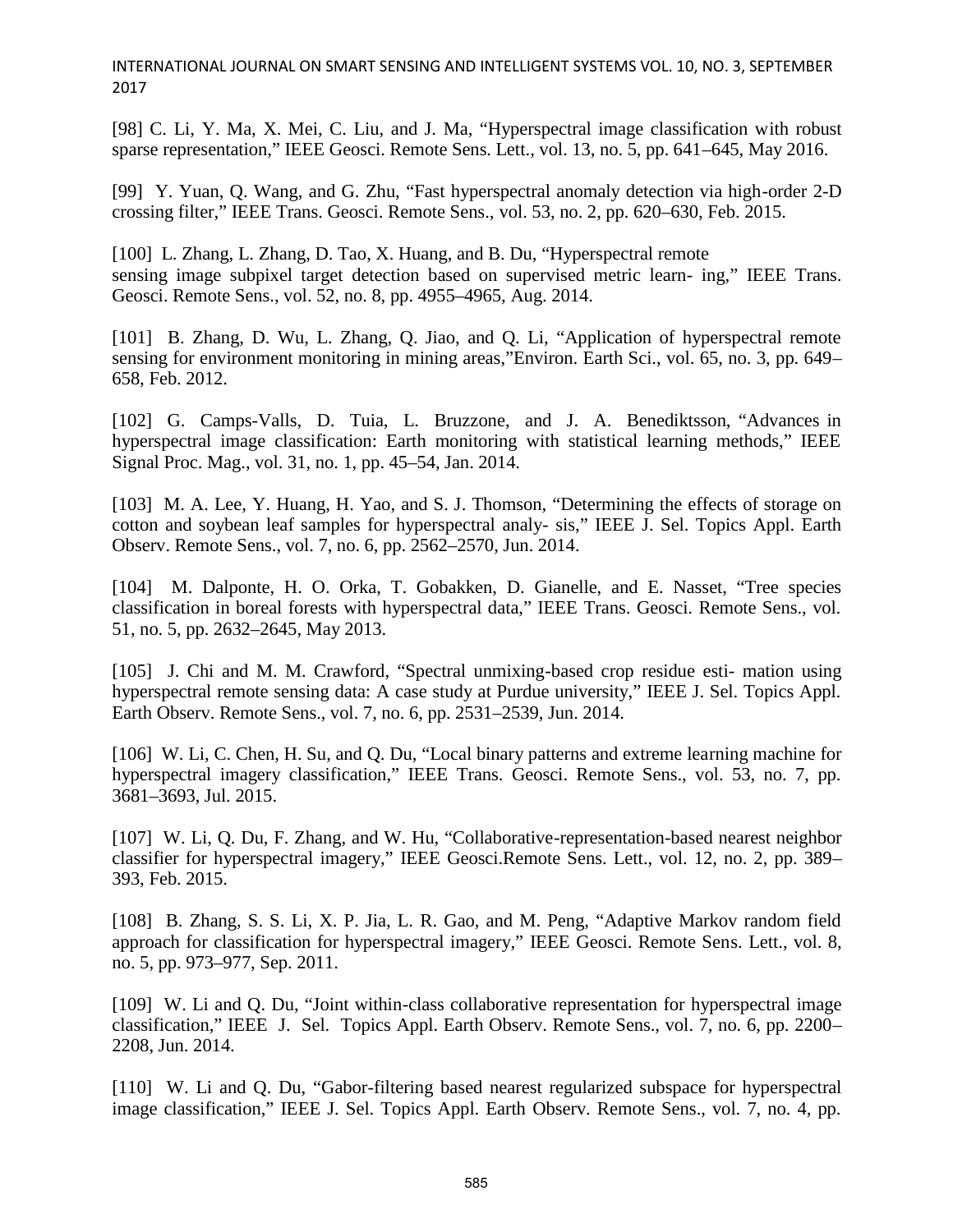[98] C. Li, Y. Ma, X. Mei, C. Liu, and J. Ma, “Hyperspectral image classification with robust sparse representation,” IEEE Geosci. Remote Sens. Lett., vol. 13, no. 5, pp. 641–645, May 2016.

[99] Y. Yuan, Q. Wang, and G. Zhu, “Fast hyperspectral anomaly detection via high-order 2-D crossing filter,” IEEE Trans. Geosci. Remote Sens., vol. 53, no. 2, pp. 620–630, Feb. 2015.

[100] L. Zhang, L. Zhang, D. Tao, X. Huang, and B. Du, “Hyperspectral remote sensing image subpixel target detection based on supervised metric learn- ing,” IEEE Trans. Geosci. Remote Sens., vol. 52, no. 8, pp. 4955–4965, Aug. 2014.

[101] B. Zhang, D. Wu, L. Zhang, Q. Jiao, and Q. Li, “Application of hyperspectral remote sensing for environment monitoring in mining areas,”Environ. Earth Sci., vol. 65, no. 3, pp. 649–658, Feb. 2012.

[102] G. Camps-Valls, D. Tuia, L. Bruzzone, and J. A. Benediktsson, “Advances in hyperspectral image classification: Earth monitoring with statistical learning methods,” IEEE Signal Proc. Mag., vol. 31, no. 1, pp. 45–54, Jan. 2014.

[103] M. A. Lee, Y. Huang, H. Yao, and S. J. Thomson, “Determining the effects of storage on cotton and soybean leaf samples for hyperspectral analy- sis,” IEEE J. Sel. Topics Appl. Earth Observ. Remote Sens., vol. 7, no. 6, pp. 2562–2570, Jun. 2014.

[104] M. Dalponte, H. O. Orka, T. Gobakken, D. Gianelle, and E. Nasset, “Tree species classification in boreal forests with hyperspectral data,” IEEE Trans. Geosci. Remote Sens., vol. 51, no. 5, pp. 2632–2645, May 2013.

[105] J. Chi and M. M. Crawford, “Spectral unmixing-based crop residue esti- mation using hyperspectral remote sensing data: A case study at Purdue university,” IEEE J. Sel. Topics Appl. Earth Observ. Remote Sens., vol. 7, no. 6, pp. 2531–2539, Jun. 2014.

[106] W. Li, C. Chen, H. Su, and Q. Du, “Local binary patterns and extreme learning machine for hyperspectral imagery classification,” IEEE Trans. Geosci. Remote Sens., vol. 53, no. 7, pp. 3681–3693, Jul. 2015.

[107] W. Li, Q. Du, F. Zhang, and W. Hu, “Collaborative-representation-based nearest neighbor classifier for hyperspectral imagery,” IEEE Geosci.Remote Sens. Lett., vol. 12, no. 2, pp. 389–393, Feb. 2015.

[108] B. Zhang, S. S. Li, X. P. Jia, L. R. Gao, and M. Peng, “Adaptive Markov random field approach for classification for hyperspectral imagery,” IEEE Geosci. Remote Sens. Lett., vol. 8, no. 5, pp. 973–977, Sep. 2011.

[109] W. Li and Q. Du, “Joint within-class collaborative representation for hyperspectral image classification,” IEEE J. Sel. Topics Appl. Earth Observ. Remote Sens., vol. 7, no. 6, pp. 2200–2208, Jun. 2014.

[110] W. Li and Q. Du, “Gabor-filtering based nearest regularized subspace for hyperspectral image classification,” IEEE J. Sel. Topics Appl. Earth Observ. Remote Sens., vol. 7, no. 4, pp.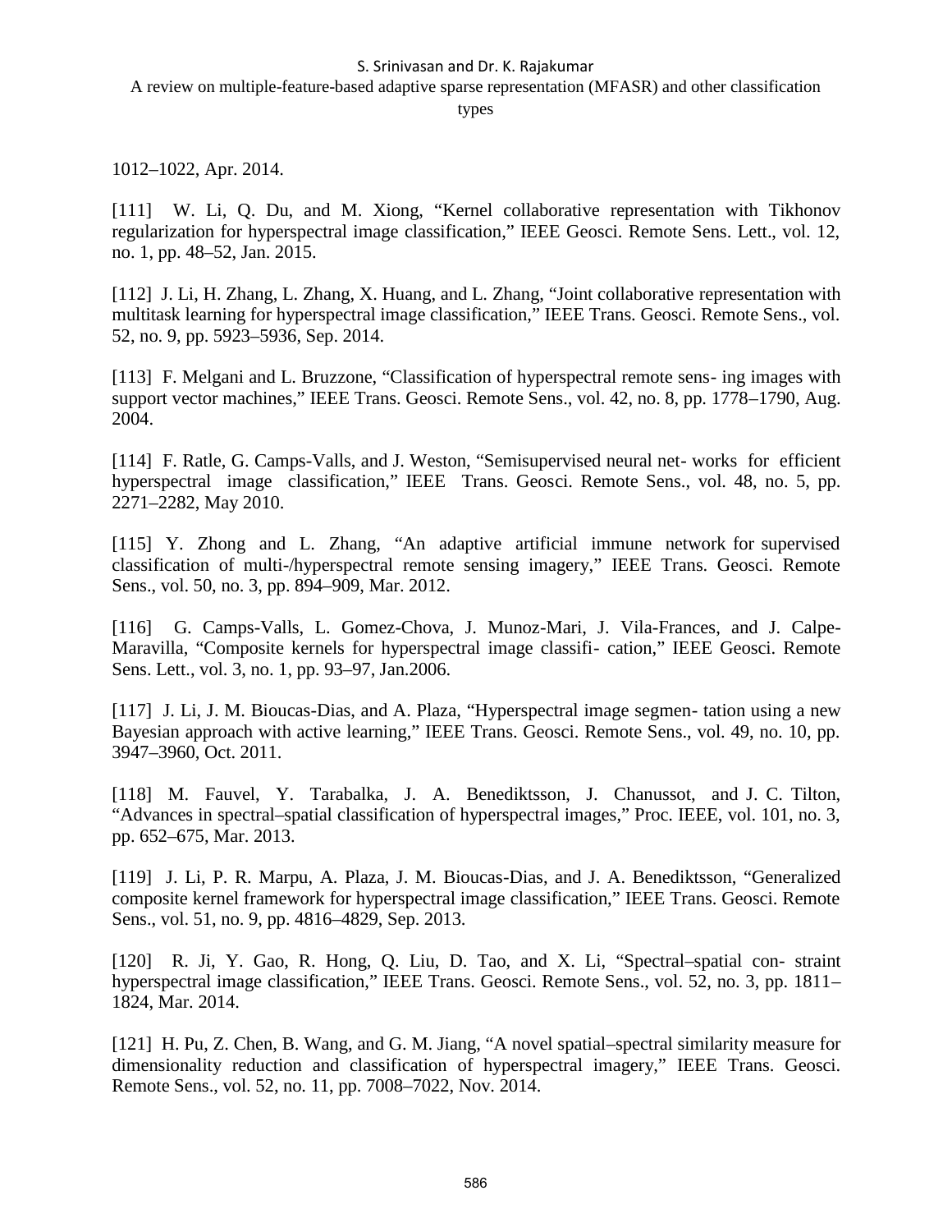1012–1022, Apr. 2014.

[111] W. Li, Q. Du, and M. Xiong, “Kernel collaborative representation with Tikhonov regularization for hyperspectral image classification,” IEEE Geosci. Remote Sens. Lett., vol. 12, no. 1, pp. 48–52, Jan. 2015.

[112] J. Li, H. Zhang, L. Zhang, X. Huang, and L. Zhang, “Joint collaborative representation with multitask learning for hyperspectral image classification,” IEEE Trans. Geosci. Remote Sens., vol. 52, no. 9, pp. 5923–5936, Sep. 2014.

[113] F. Melgani and L. Bruzzone, “Classification of hyperspectral remote sens- ing images with support vector machines,” IEEE Trans. Geosci. Remote Sens., vol. 42, no. 8, pp. 1778–1790, Aug. 2004.

[114] F. Ratle, G. Camps-Valls, and J. Weston, “Semisupervised neural net- works for efficient hyperspectral image classification,” IEEE Trans. Geosci. Remote Sens., vol. 48, no. 5, pp. 2271–2282, May 2010.

[115] Y. Zhong and L. Zhang, “An adaptive artificial immune network for supervised classification of multi-/hyperspectral remote sensing imagery,” IEEE Trans. Geosci. Remote Sens., vol. 50, no. 3, pp. 894–909, Mar. 2012.

[116] G. Camps-Valls, L. Gomez-Chova, J. Munoz-Mari, J. Vila-Frances, and J. Calpe-Maravilla, “Composite kernels for hyperspectral image classifi- cation,” IEEE Geosci. Remote Sens. Lett., vol. 3, no. 1, pp. 93–97, Jan.2006.

[117] J. Li, J. M. Bioucas-Dias, and A. Plaza, “Hyperspectral image segmen- tation using a new Bayesian approach with active learning,” IEEE Trans. Geosci. Remote Sens., vol. 49, no. 10, pp. 3947–3960, Oct. 2011.

[118] M. Fauvel, Y. Tarabalka, J. A. Benediktsson, J. Chanussot, and J. C. Tilton, “Advances in spectral–spatial classification of hyperspectral images,” Proc. IEEE, vol. 101, no. 3, pp. 652–675, Mar. 2013.

[119] J. Li, P. R. Marpu, A. Plaza, J. M. Bioucas-Dias, and J. A. Benediktsson, “Generalized composite kernel framework for hyperspectral image classification,” IEEE Trans. Geosci. Remote Sens., vol. 51, no. 9, pp. 4816–4829, Sep. 2013.

[120] R. Ji, Y. Gao, R. Hong, Q. Liu, D. Tao, and X. Li, “Spectral–spatial con- straint hyperspectral image classification,” IEEE Trans. Geosci. Remote Sens., vol. 52, no. 3, pp. 1811–1824, Mar. 2014.

[121] H. Pu, Z. Chen, B. Wang, and G. M. Jiang, “A novel spatial–spectral similarity measure for dimensionality reduction and classification of hyperspectral imagery,” IEEE Trans. Geosci. Remote Sens., vol. 52, no. 11, pp. 7008–7022, Nov. 2014.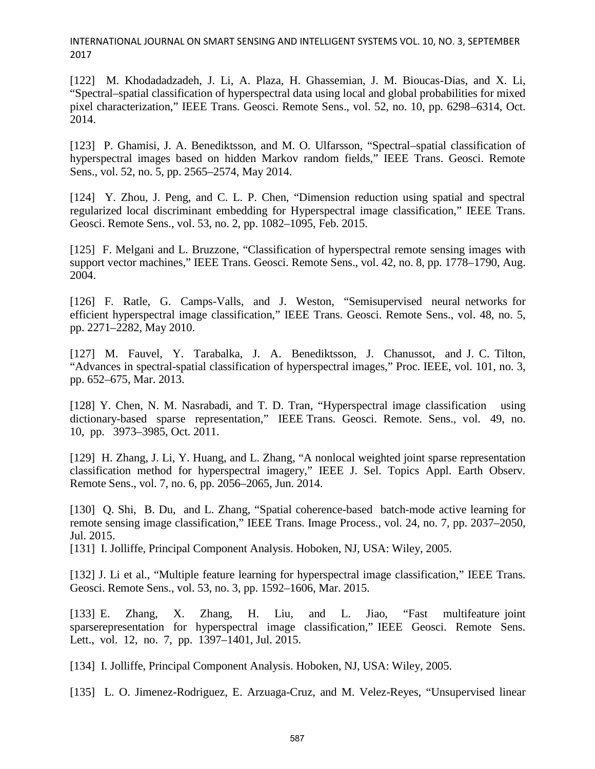[122] M. Khodadadzadeh, J. Li, A. Plaza, H. Ghassemian, J. M. Bioucas-Dias, and X. Li, "Spectral–spatial classification of hyperspectral data using local and global probabilities for mixed pixel characterization," IEEE Trans. Geosci. Remote Sens., vol. 52, no. 10, pp. 6298–6314, Oct. 2014.

[123] P. Ghamisi, J. A. Benediktsson, and M. O. Ulfarsson, "Spectral–spatial classification of hyperspectral images based on hidden Markov random fields," IEEE Trans. Geosci. Remote Sens., vol. 52, no. 5, pp. 2565–2574, May 2014.

[124] Y. Zhou, J. Peng, and C. L. P. Chen, "Dimension reduction using spatial and spectral regularized local discriminant embedding for Hyperspectral image classification," IEEE Trans. Geosci. Remote Sens., vol. 53, no. 2, pp. 1082–1095, Feb. 2015.

[125] F. Melgani and L. Bruzzone, "Classification of hyperspectral remote sensing images with support vector machines," IEEE Trans. Geosci. Remote Sens., vol. 42, no. 8, pp. 1778–1790, Aug. 2004.

[126] F. Ratle, G. Camps-Valls, and J. Weston, "Semisupervised neural networks for efficient hyperspectral image classification," IEEE Trans. Geosci. Remote Sens., vol. 48, no. 5, pp. 2271–2282, May 2010.

[127] M. Fauvel, Y. Tarabalka, J. A. Benediktsson, J. Chanussot, and J. C. Tilton, "Advances in spectral-spatial classification of hyperspectral images," Proc. IEEE, vol. 101, no. 3, pp. 652–675, Mar. 2013.

[128] Y. Chen, N. M. Nasrabadi, and T. D. Tran, "Hyperspectral image classification using dictionary-based sparse representation," IEEE Trans. Geosci. Remote. Sens., vol. 49, no. 10, pp. 3973–3985, Oct. 2011.

[129] H. Zhang, J. Li, Y. Huang, and L. Zhang, "A nonlocal weighted joint sparse representation classification method for hyperspectral imagery," IEEE J. Sel. Topics Appl. Earth Observ. Remote Sens., vol. 7, no. 6, pp. 2056–2065, Jun. 2014.

[130] Q. Shi, B. Du, and L. Zhang, "Spatial coherence-based batch-mode active learning for remote sensing image classification," IEEE Trans. Image Process., vol. 24, no. 7, pp. 2037–2050, Jul. 2015.

[131] I. Jolliffe, Principal Component Analysis. Hoboken, NJ, USA: Wiley, 2005.

[132] J. Li et al., "Multiple feature learning for hyperspectral image classification," IEEE Trans. Geosci. Remote Sens., vol. 53, no. 3, pp. 1592–1606, Mar. 2015.

[133] E. Zhang, X. Zhang, H. Liu, and L. Jiao, "Fast multifeature joint sparserepresentation for hyperspectral image classification," IEEE Geosci. Remote Sens. Lett., vol. 12, no. 7, pp. 1397–1401, Jul. 2015.

[134] I. Jolliffe, Principal Component Analysis. Hoboken, NJ, USA: Wiley, 2005.

[135] L. O. Jimenez-Rodriguez, E. Arzuaga-Cruz, and M. Velez-Reyes, "Unsupervised linear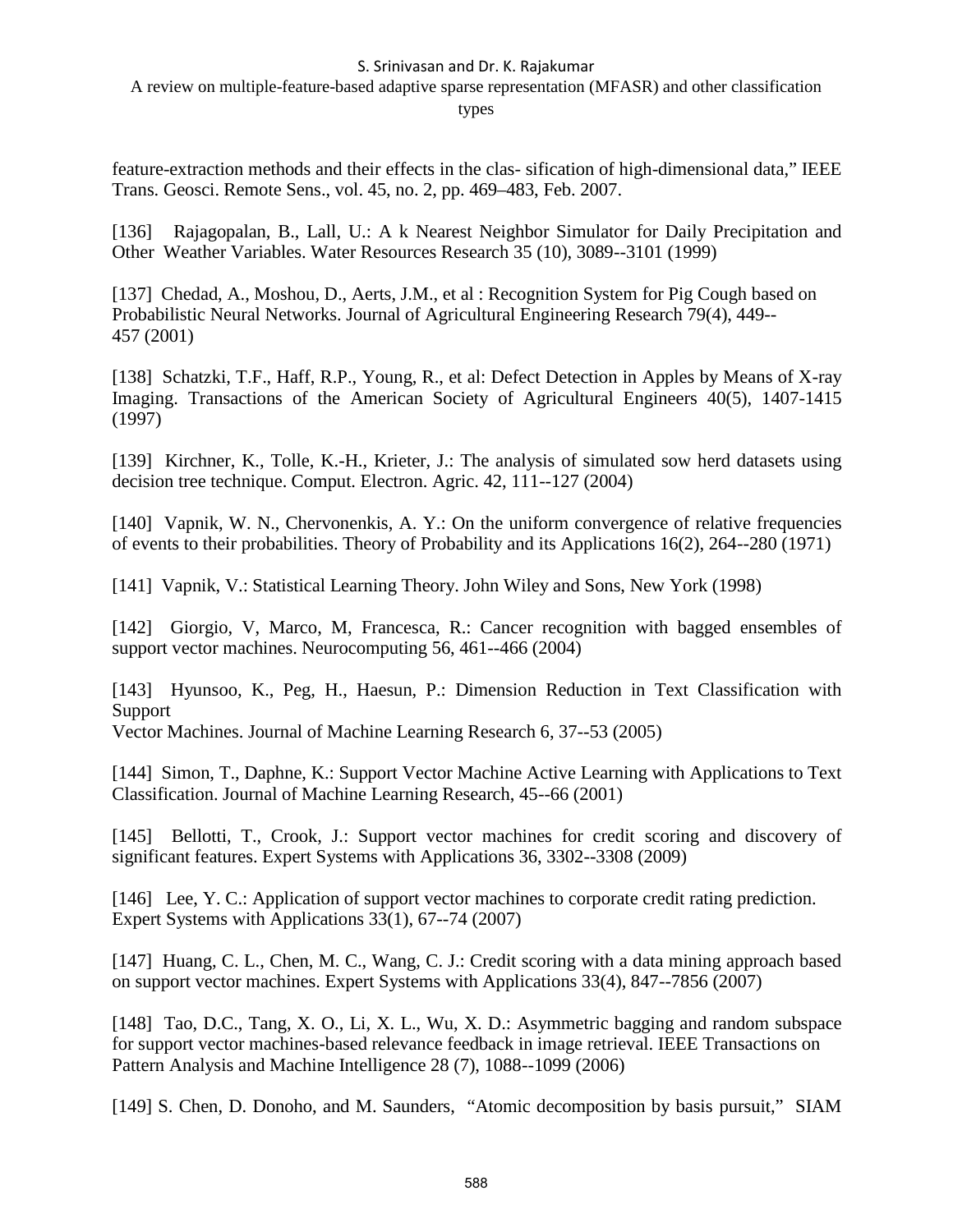feature-extraction methods and their effects in the clas- sification of high-dimensional data," IEEE Trans. Geosci. Remote Sens., vol. 45, no. 2, pp. 469–483, Feb. 2007.

[136] Rajagopalan, B., Lall, U.: A k Nearest Neighbor Simulator for Daily Precipitation and Other Weather Variables. Water Resources Research 35 (10), 3089--3101 (1999)

[137] Chedad, A., Moshou, D., Aerts, J.M., et al : Recognition System for Pig Cough based on Probabilistic Neural Networks. Journal of Agricultural Engineering Research 79(4), 449--457 (2001)

[138] Schatzki, T.F., Haff, R.P., Young, R., et al: Defect Detection in Apples by Means of X-ray Imaging. Transactions of the American Society of Agricultural Engineers 40(5), 1407-1415 (1997)

[139] Kirchner, K., Tolle, K.-H., Krieter, J.: The analysis of simulated sow herd datasets using decision tree technique. Comput. Electron. Agric. 42, 111--127 (2004)

[140] Vapnik, W. N., Chervonenkis, A. Y.: On the uniform convergence of relative frequencies of events to their probabilities. Theory of Probability and its Applications 16(2), 264--280 (1971)

[141] Vapnik, V.: Statistical Learning Theory. John Wiley and Sons, New York (1998)

[142] Giorgio, V, Marco, M, Francesca, R.: Cancer recognition with bagged ensembles of support vector machines. Neurocomputing 56, 461--466 (2004)

[143] Hyunsoo, K., Peg, H., Haesun, P.: Dimension Reduction in Text Classification with Support
Vector Machines. Journal of Machine Learning Research 6, 37--53 (2005)

[144] Simon, T., Daphne, K.: Support Vector Machine Active Learning with Applications to Text Classification. Journal of Machine Learning Research, 45--66 (2001)

[145] Bellotti, T., Crook, J.: Support vector machines for credit scoring and discovery of significant features. Expert Systems with Applications 36, 3302--3308 (2009)

[146] Lee, Y. C.: Application of support vector machines to corporate credit rating prediction. Expert Systems with Applications 33(1), 67--74 (2007)

[147] Huang, C. L., Chen, M. C., Wang, C. J.: Credit scoring with a data mining approach based on support vector machines. Expert Systems with Applications 33(4), 847--7856 (2007)

[148] Tao, D.C., Tang, X. O., Li, X. L., Wu, X. D.: Asymmetric bagging and random subspace for support vector machines-based relevance feedback in image retrieval. IEEE Transactions on Pattern Analysis and Machine Intelligence 28 (7), 1088--1099 (2006)

[149] S. Chen, D. Donoho, and M. Saunders, "Atomic decomposition by basis pursuit," SIAM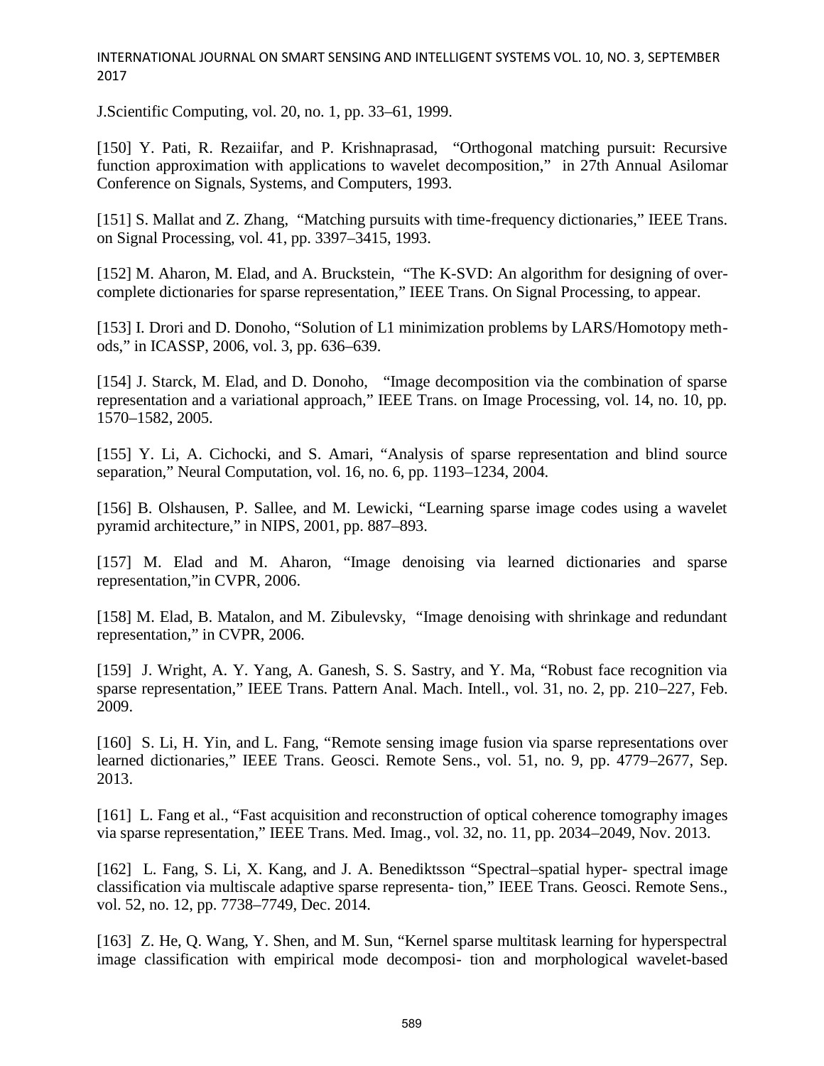J.Scientific Computing, vol. 20, no. 1, pp. 33–61, 1999.

[150] Y. Pati, R. Rezaiifar, and P. Krishnaprasad, "Orthogonal matching pursuit: Recursive function approximation with applications to wavelet decomposition," in 27th Annual Asilomar Conference on Signals, Systems, and Computers, 1993.

[151] S. Mallat and Z. Zhang, "Matching pursuits with time-frequency dictionaries," IEEE Trans. on Signal Processing, vol. 41, pp. 3397–3415, 1993.

[152] M. Aharon, M. Elad, and A. Bruckstein, "The K-SVD: An algorithm for designing of over-complete dictionaries for sparse representation," IEEE Trans. On Signal Processing, to appear.

[153] I. Drori and D. Donoho, "Solution of L1 minimization problems by LARS/Homotopy methods," in ICASSP, 2006, vol. 3, pp. 636–639.

[154] J. Starck, M. Elad, and D. Donoho, "Image decomposition via the combination of sparse representation and a variational approach," IEEE Trans. on Image Processing, vol. 14, no. 10, pp. 1570–1582, 2005.

[155] Y. Li, A. Cichocki, and S. Amari, "Analysis of sparse representation and blind source separation," Neural Computation, vol. 16, no. 6, pp. 1193–1234, 2004.

[156] B. Olshausen, P. Sallee, and M. Lewicki, "Learning sparse image codes using a wavelet pyramid architecture," in NIPS, 2001, pp. 887–893.

[157] M. Elad and M. Aharon, "Image denoising via learned dictionaries and sparse representation,"in CVPR, 2006.

[158] M. Elad, B. Matalon, and M. Zibulevsky, "Image denoising with shrinkage and redundant representation," in CVPR, 2006.

[159] J. Wright, A. Y. Yang, A. Ganesh, S. S. Sastry, and Y. Ma, "Robust face recognition via sparse representation," IEEE Trans. Pattern Anal. Mach. Intell., vol. 31, no. 2, pp. 210–227, Feb. 2009.

[160] S. Li, H. Yin, and L. Fang, "Remote sensing image fusion via sparse representations over learned dictionaries," IEEE Trans. Geosci. Remote Sens., vol. 51, no. 9, pp. 4779–2677, Sep. 2013.

[161] L. Fang et al., "Fast acquisition and reconstruction of optical coherence tomography images via sparse representation," IEEE Trans. Med. Imag., vol. 32, no. 11, pp. 2034–2049, Nov. 2013.

[162] L. Fang, S. Li, X. Kang, and J. A. Benediktsson "Spectral–spatial hyper- spectral image classification via multiscale adaptive sparse representa- tion," IEEE Trans. Geosci. Remote Sens., vol. 52, no. 12, pp. 7738–7749, Dec. 2014.

[163] Z. He, Q. Wang, Y. Shen, and M. Sun, "Kernel sparse multitask learning for hyperspectral image classification with empirical mode decomposi- tion and morphological wavelet-based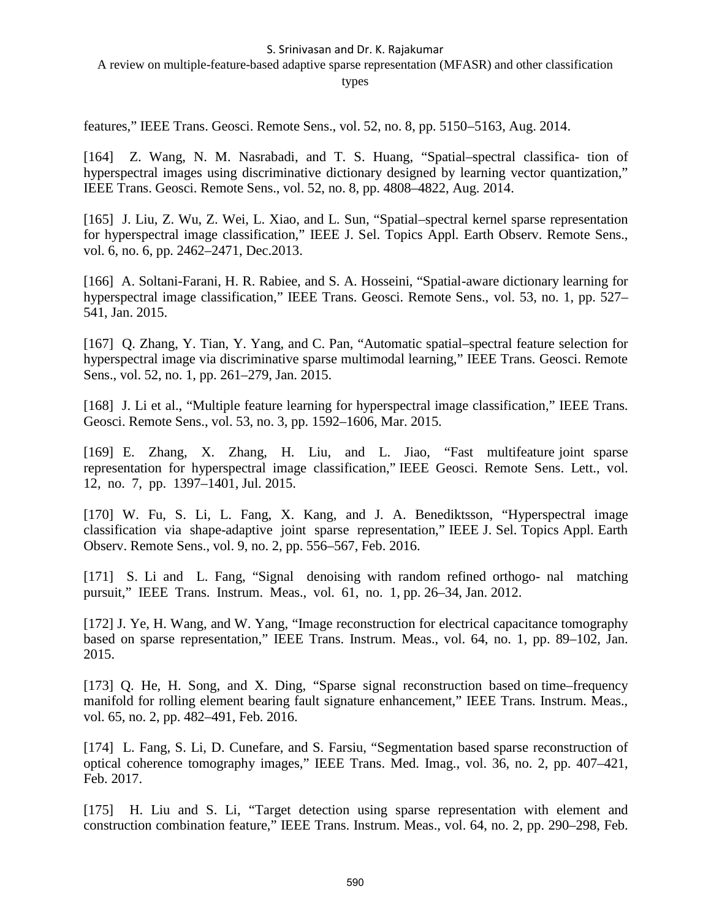features," IEEE Trans. Geosci. Remote Sens., vol. 52, no. 8, pp. 5150–5163, Aug. 2014.

[164] Z. Wang, N. M. Nasrabadi, and T. S. Huang, "Spatial–spectral classifica- tion of hyperspectral images using discriminative dictionary designed by learning vector quantization," IEEE Trans. Geosci. Remote Sens., vol. 52, no. 8, pp. 4808–4822, Aug. 2014.

[165] J. Liu, Z. Wu, Z. Wei, L. Xiao, and L. Sun, "Spatial–spectral kernel sparse representation for hyperspectral image classification," IEEE J. Sel. Topics Appl. Earth Observ. Remote Sens., vol. 6, no. 6, pp. 2462–2471, Dec.2013.

[166] A. Soltani-Farani, H. R. Rabiee, and S. A. Hosseini, "Spatial-aware dictionary learning for hyperspectral image classification," IEEE Trans. Geosci. Remote Sens., vol. 53, no. 1, pp. 527–541, Jan. 2015.

[167] Q. Zhang, Y. Tian, Y. Yang, and C. Pan, "Automatic spatial–spectral feature selection for hyperspectral image via discriminative sparse multimodal learning," IEEE Trans. Geosci. Remote Sens., vol. 52, no. 1, pp. 261–279, Jan. 2015.

[168] J. Li et al., "Multiple feature learning for hyperspectral image classification," IEEE Trans. Geosci. Remote Sens., vol. 53, no. 3, pp. 1592–1606, Mar. 2015.

[169] E. Zhang, X. Zhang, H. Liu, and L. Jiao, "Fast multifeature joint sparse representation for hyperspectral image classification," IEEE Geosci. Remote Sens. Lett., vol. 12, no. 7, pp. 1397–1401, Jul. 2015.

[170] W. Fu, S. Li, L. Fang, X. Kang, and J. A. Benediktsson, "Hyperspectral image classification via shape-adaptive joint sparse representation," IEEE J. Sel. Topics Appl. Earth Observ. Remote Sens., vol. 9, no. 2, pp. 556–567, Feb. 2016.

[171] S. Li and L. Fang, "Signal denoising with random refined orthogo- nal matching pursuit," IEEE Trans. Instrum. Meas., vol. 61, no. 1, pp. 26–34, Jan. 2012.

[172] J. Ye, H. Wang, and W. Yang, "Image reconstruction for electrical capacitance tomography based on sparse representation," IEEE Trans. Instrum. Meas., vol. 64, no. 1, pp. 89–102, Jan. 2015.

[173] Q. He, H. Song, and X. Ding, "Sparse signal reconstruction based on time–frequency manifold for rolling element bearing fault signature enhancement," IEEE Trans. Instrum. Meas., vol. 65, no. 2, pp. 482–491, Feb. 2016.

[174] L. Fang, S. Li, D. Cunefare, and S. Farsiu, "Segmentation based sparse reconstruction of optical coherence tomography images," IEEE Trans. Med. Imag., vol. 36, no. 2, pp. 407–421, Feb. 2017.

[175] H. Liu and S. Li, "Target detection using sparse representation with element and construction combination feature," IEEE Trans. Instrum. Meas., vol. 64, no. 2, pp. 290–298, Feb.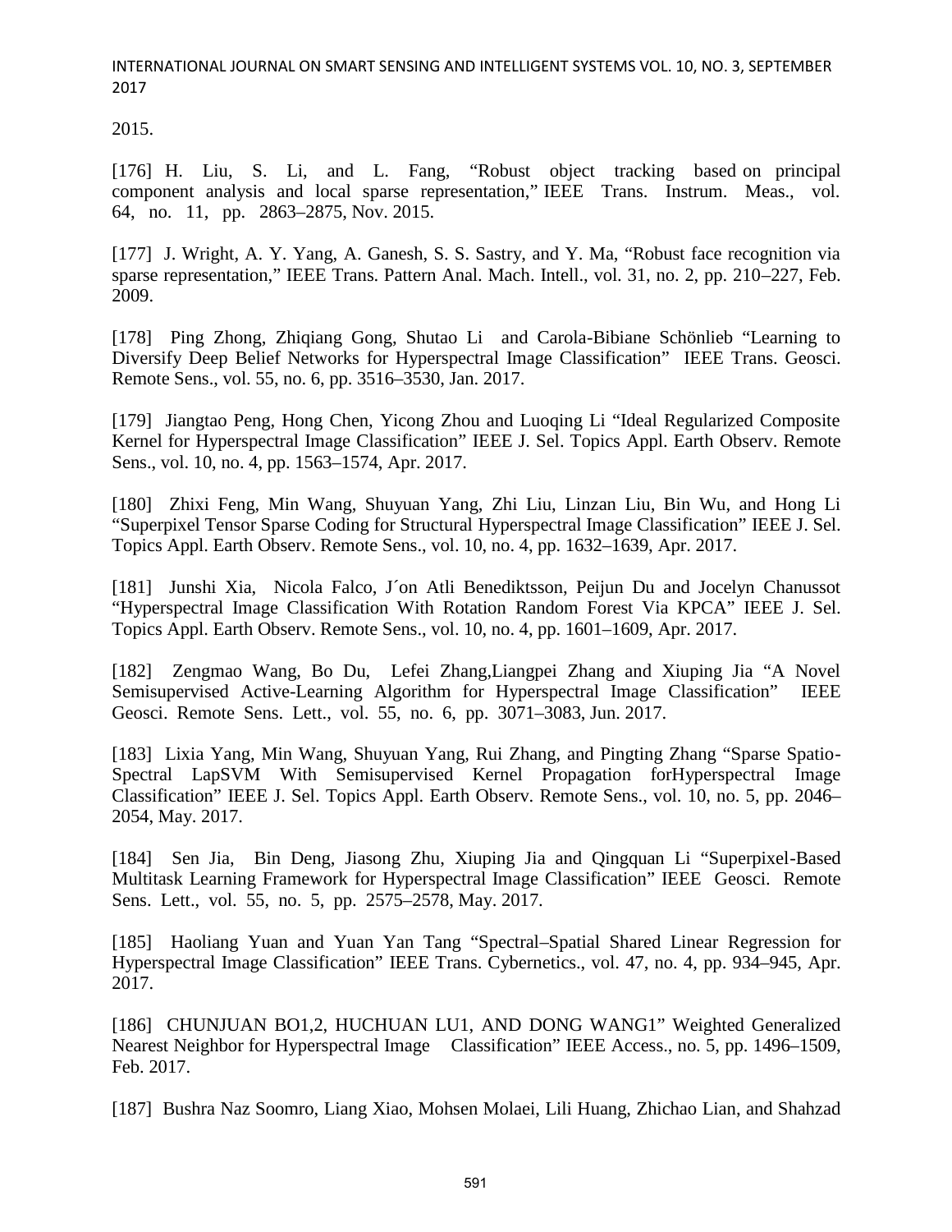2015.

[176] H. Liu, S. Li, and L. Fang, "Robust object tracking based on principal component analysis and local sparse representation," IEEE Trans. Instrum. Meas., vol. 64, no. 11, pp. 2863–2875, Nov. 2015.

[177] J. Wright, A. Y. Yang, A. Ganesh, S. S. Sastry, and Y. Ma, "Robust face recognition via sparse representation," IEEE Trans. Pattern Anal. Mach. Intell., vol. 31, no. 2, pp. 210–227, Feb. 2009.

[178] Ping Zhong, Zhiqiang Gong, Shutao Li and Carola-Bibiane Schönlieb "Learning to Diversify Deep Belief Networks for Hyperspectral Image Classification" IEEE Trans. Geosci. Remote Sens., vol. 55, no. 6, pp. 3516–3530, Jan. 2017.

[179] Jiangtao Peng, Hong Chen, Yicong Zhou and Luoqing Li "Ideal Regularized Composite Kernel for Hyperspectral Image Classification" IEEE J. Sel. Topics Appl. Earth Observ. Remote Sens., vol. 10, no. 4, pp. 1563–1574, Apr. 2017.

[180] Zhixi Feng, Min Wang, Shuyuan Yang, Zhi Liu, Linzan Liu, Bin Wu, and Hong Li "Superpixel Tensor Sparse Coding for Structural Hyperspectral Image Classification" IEEE J. Sel. Topics Appl. Earth Observ. Remote Sens., vol. 10, no. 4, pp. 1632–1639, Apr. 2017.

[181] Junshi Xia, Nicola Falco, J´on Atli Benediktsson, Peijun Du and Jocelyn Chanussot "Hyperspectral Image Classification With Rotation Random Forest Via KPCA" IEEE J. Sel. Topics Appl. Earth Observ. Remote Sens., vol. 10, no. 4, pp. 1601–1609, Apr. 2017.

[182] Zengmao Wang, Bo Du, Lefei Zhang,Liangpei Zhang and Xiuping Jia "A Novel Semisupervised Active-Learning Algorithm for Hyperspectral Image Classification" IEEE Geosci. Remote Sens. Lett., vol. 55, no. 6, pp. 3071–3083, Jun. 2017.

[183] Lixia Yang, Min Wang, Shuyuan Yang, Rui Zhang, and Pingting Zhang "Sparse Spatio-Spectral LapSVM With Semisupervised Kernel Propagation forHyperspectral Image Classification" IEEE J. Sel. Topics Appl. Earth Observ. Remote Sens., vol. 10, no. 5, pp. 2046–2054, May. 2017.

[184] Sen Jia, Bin Deng, Jiasong Zhu, Xiuping Jia and Qingquan Li "Superpixel-Based Multitask Learning Framework for Hyperspectral Image Classification" IEEE Geosci. Remote Sens. Lett., vol. 55, no. 5, pp. 2575–2578, May. 2017.

[185] Haoliang Yuan and Yuan Yan Tang "Spectral–Spatial Shared Linear Regression for Hyperspectral Image Classification" IEEE Trans. Cybernetics., vol. 47, no. 4, pp. 934–945, Apr. 2017.

[186] CHUNJUAN BO1,2, HUCHUAN LU1, AND DONG WANG1" Weighted Generalized Nearest Neighbor for Hyperspectral Image Classification" IEEE Access., no. 5, pp. 1496–1509, Feb. 2017.

[187] Bushra Naz Soomro, Liang Xiao, Mohsen Molaei, Lili Huang, Zhichao Lian, and Shahzad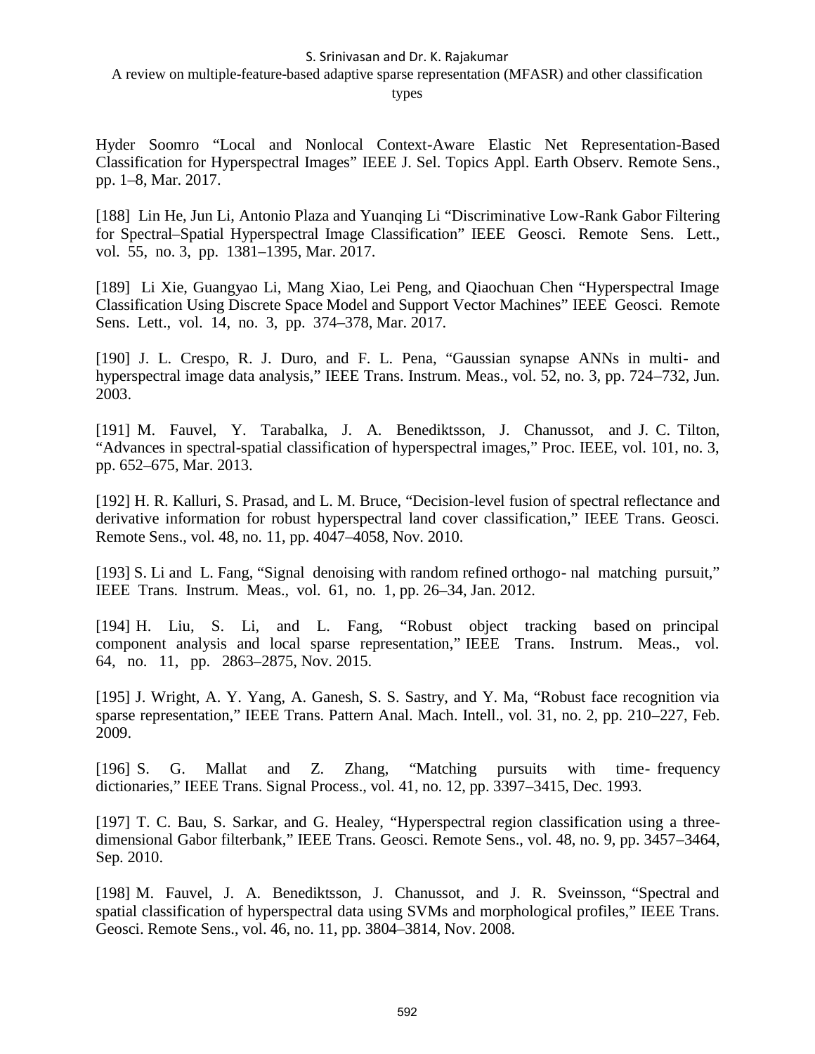Hyder Soomro "Local and Nonlocal Context-Aware Elastic Net Representation-Based Classification for Hyperspectral Images" IEEE J. Sel. Topics Appl. Earth Observ. Remote Sens., pp. 1–8, Mar. 2017.

[188] Lin He, Jun Li, Antonio Plaza and Yuanqing Li "Discriminative Low-Rank Gabor Filtering for Spectral–Spatial Hyperspectral Image Classification" IEEE Geosci. Remote Sens. Lett., vol. 55, no. 3, pp. 1381–1395, Mar. 2017.

[189] Li Xie, Guangyao Li, Mang Xiao, Lei Peng, and Qiaochuan Chen "Hyperspectral Image Classification Using Discrete Space Model and Support Vector Machines" IEEE Geosci. Remote Sens. Lett., vol. 14, no. 3, pp. 374–378, Mar. 2017.

[190] J. L. Crespo, R. J. Duro, and F. L. Pena, "Gaussian synapse ANNs in multi- and hyperspectral image data analysis," IEEE Trans. Instrum. Meas., vol. 52, no. 3, pp. 724–732, Jun. 2003.

[191] M. Fauvel, Y. Tarabalka, J. A. Benediktsson, J. Chanussot, and J. C. Tilton, "Advances in spectral-spatial classification of hyperspectral images," Proc. IEEE, vol. 101, no. 3, pp. 652–675, Mar. 2013.

[192] H. R. Kalluri, S. Prasad, and L. M. Bruce, "Decision-level fusion of spectral reflectance and derivative information for robust hyperspectral land cover classification," IEEE Trans. Geosci. Remote Sens., vol. 48, no. 11, pp. 4047–4058, Nov. 2010.

[193] S. Li and L. Fang, "Signal denoising with random refined orthogo- nal matching pursuit," IEEE Trans. Instrum. Meas., vol. 61, no. 1, pp. 26–34, Jan. 2012.

[194] H. Liu, S. Li, and L. Fang, "Robust object tracking based on principal component analysis and local sparse representation," IEEE Trans. Instrum. Meas., vol. 64, no. 11, pp. 2863–2875, Nov. 2015.

[195] J. Wright, A. Y. Yang, A. Ganesh, S. S. Sastry, and Y. Ma, "Robust face recognition via sparse representation," IEEE Trans. Pattern Anal. Mach. Intell., vol. 31, no. 2, pp. 210–227, Feb. 2009.

[196] S. G. Mallat and Z. Zhang, "Matching pursuits with time- frequency dictionaries," IEEE Trans. Signal Process., vol. 41, no. 12, pp. 3397–3415, Dec. 1993.

[197] T. C. Bau, S. Sarkar, and G. Healey, "Hyperspectral region classification using a three-dimensional Gabor filterbank," IEEE Trans. Geosci. Remote Sens., vol. 48, no. 9, pp. 3457–3464, Sep. 2010.

[198] M. Fauvel, J. A. Benediktsson, J. Chanussot, and J. R. Sveinsson, "Spectral and spatial classification of hyperspectral data using SVMs and morphological profiles," IEEE Trans. Geosci. Remote Sens., vol. 46, no. 11, pp. 3804–3814, Nov. 2008.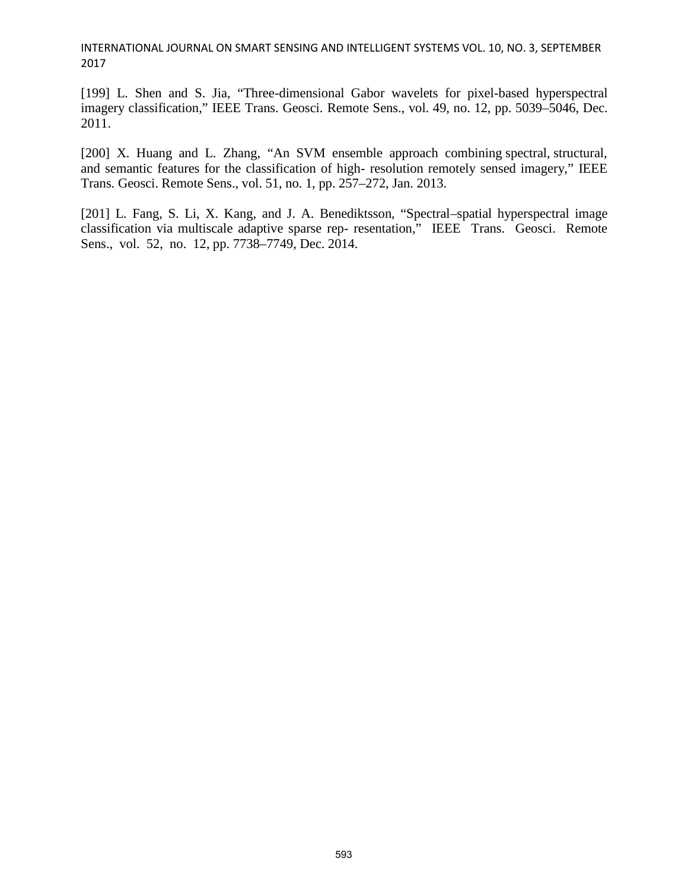[199] L. Shen and S. Jia, “Three-dimensional Gabor wavelets for pixel-based hyperspectral imagery classification,” IEEE Trans. Geosci. Remote Sens., vol. 49, no. 12, pp. 5039–5046, Dec. 2011.

[200] X. Huang and L. Zhang, “An SVM ensemble approach combining spectral, structural, and semantic features for the classification of high- resolution remotely sensed imagery,” IEEE Trans. Geosci. Remote Sens., vol. 51, no. 1, pp. 257–272, Jan. 2013.

[201] L. Fang, S. Li, X. Kang, and J. A. Benediktsson, “Spectral–spatial hyperspectral image classification via multiscale adaptive sparse rep- resentation,” IEEE Trans. Geosci. Remote Sens., vol. 52, no. 12, pp. 7738–7749, Dec. 2014.